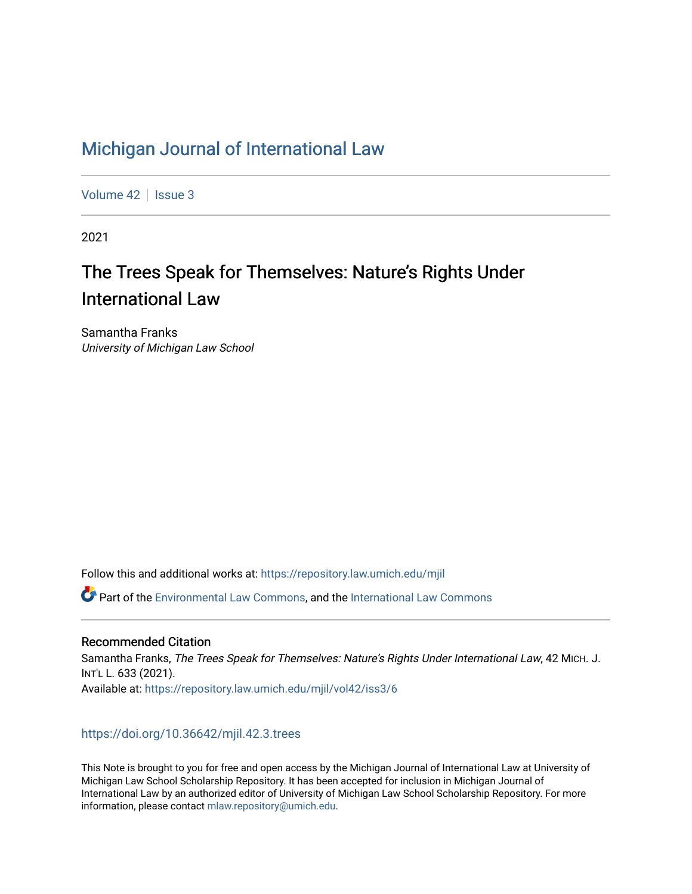# Michigan Journal of International Law

Volume 42 | Issue 3

2021

## The Trees Speak for Themselves: Nature's Rights Under International Law

Samantha Franks
*University of Michigan Law School*

Follow this and additional works at: https://repository.law.umich.edu/mjil

Part of the Environmental Law Commons, and the International Law Commons

### Recommended Citation

Samantha Franks, *The Trees Speak for Themselves: Nature's Rights Under International Law*, 42 MICH. J. INT'L L. 633 (2021).
Available at: https://repository.law.umich.edu/mjil/vol42/iss3/6

https://doi.org/10.36642/mjil.42.3.trees

This Note is brought to you for free and open access by the Michigan Journal of International Law at University of Michigan Law School Scholarship Repository. It has been accepted for inclusion in Michigan Journal of International Law by an authorized editor of University of Michigan Law School Scholarship Repository. For more information, please contact mlaw.repository@umich.edu.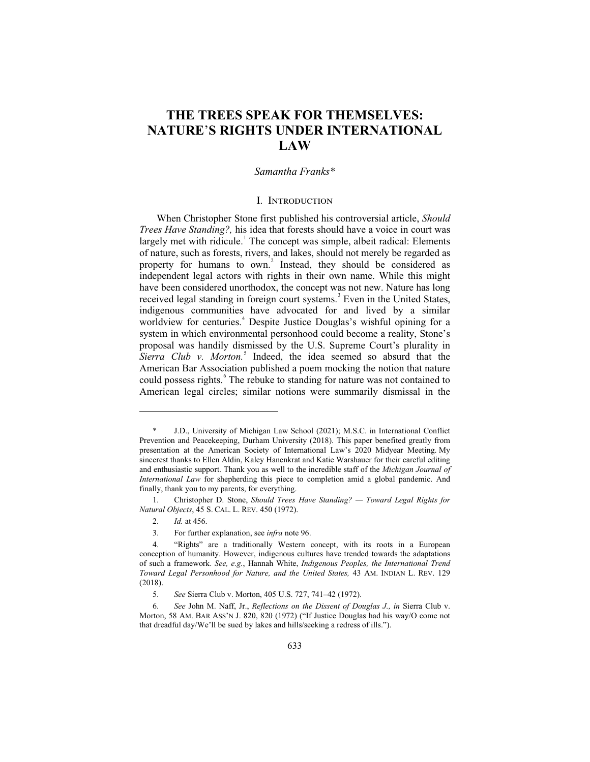# THE TREES SPEAK FOR THEMSELVES: NATURE'S RIGHTS UNDER INTERNATIONAL LAW

*Samantha Franks\**

## I. INTRODUCTION

When Christopher Stone first published his controversial article, *Should Trees Have Standing?,* his idea that forests should have a voice in court was largely met with ridicule.[1] The concept was simple, albeit radical: Elements of nature, such as forests, rivers, and lakes, should not merely be regarded as property for humans to own.[2] Instead, they should be considered as independent legal actors with rights in their own name. While this might have been considered unorthodox, the concept was not new. Nature has long received legal standing in foreign court systems.[3] Even in the United States, indigenous communities have advocated for and lived by a similar worldview for centuries.[4] Despite Justice Douglas's wishful opining for a system in which environmental personhood could become a reality, Stone's proposal was handily dismissed by the U.S. Supreme Court's plurality in *Sierra Club v. Morton.*[5] Indeed, the idea seemed so absurd that the American Bar Association published a poem mocking the notion that nature could possess rights.[6] The rebuke to standing for nature was not contained to American legal circles; similar notions were summarily dismissal in the

---

\* J.D., University of Michigan Law School (2021); M.S.C. in International Conflict Prevention and Peacekeeping, Durham University (2018). This paper benefited greatly from presentation at the American Society of International Law's 2020 Midyear Meeting. My sincerest thanks to Ellen Aldin, Kaley Hanenkrat and Katie Warshauer for their careful editing and enthusiastic support. Thank you as well to the incredible staff of the *Michigan Journal of International Law* for shepherding this piece to completion amid a global pandemic. And finally, thank you to my parents, for everything.

1. Christopher D. Stone, *Should Trees Have Standing? — Toward Legal Rights for Natural Objects*, 45 S. CAL. L. REV. 450 (1972).

2. *Id.* at 456.

3. For further explanation, see *infra* note 96.

4. "Rights" are a traditionally Western concept, with its roots in a European conception of humanity. However, indigenous cultures have trended towards the adaptations of such a framework. *See, e.g.*, Hannah White, *Indigenous Peoples, the International Trend Toward Legal Personhood for Nature, and the United States,* 43 AM. INDIAN L. REV. 129 (2018).

5. *See* Sierra Club v. Morton, 405 U.S. 727, 741–42 (1972).

6. *See* John M. Naff, Jr., *Reflections on the Dissent of Douglas J., in* Sierra Club v. Morton, 58 AM. BAR ASS'N J. 820, 820 (1972) ("If Justice Douglas had his way/O come not that dreadful day/We'll be sued by lakes and hills/seeking a redress of ills.").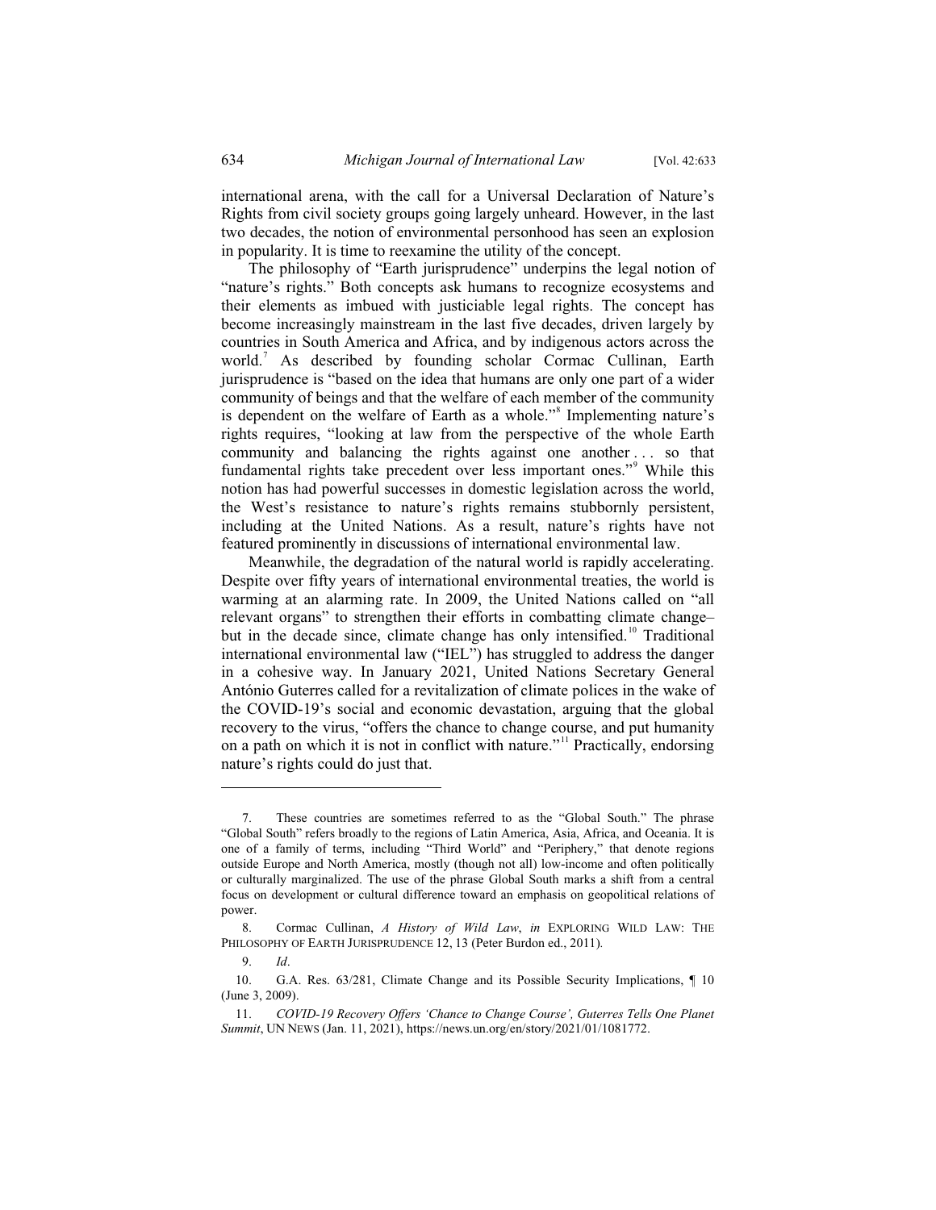international arena, with the call for a Universal Declaration of Nature's Rights from civil society groups going largely unheard. However, in the last two decades, the notion of environmental personhood has seen an explosion in popularity. It is time to reexamine the utility of the concept.

The philosophy of "Earth jurisprudence" underpins the legal notion of "nature's rights." Both concepts ask humans to recognize ecosystems and their elements as imbued with justiciable legal rights. The concept has become increasingly mainstream in the last five decades, driven largely by countries in South America and Africa, and by indigenous actors across the world.[7] As described by founding scholar Cormac Cullinan, Earth jurisprudence is "based on the idea that humans are only one part of a wider community of beings and that the welfare of each member of the community is dependent on the welfare of Earth as a whole."[8] Implementing nature's rights requires, "looking at law from the perspective of the whole Earth community and balancing the rights against one another . . . so that fundamental rights take precedent over less important ones."[9] While this notion has had powerful successes in domestic legislation across the world, the West's resistance to nature's rights remains stubbornly persistent, including at the United Nations. As a result, nature's rights have not featured prominently in discussions of international environmental law.

Meanwhile, the degradation of the natural world is rapidly accelerating. Despite over fifty years of international environmental treaties, the world is warming at an alarming rate. In 2009, the United Nations called on "all relevant organs" to strengthen their efforts in combatting climate change– but in the decade since, climate change has only intensified.[10] Traditional international environmental law ("IEL") has struggled to address the danger in a cohesive way. In January 2021, United Nations Secretary General António Guterres called for a revitalization of climate polices in the wake of the COVID-19's social and economic devastation, arguing that the global recovery to the virus, "offers the chance to change course, and put humanity on a path on which it is not in conflict with nature."[11] Practically, endorsing nature's rights could do just that.

---

7. These countries are sometimes referred to as the "Global South." The phrase "Global South" refers broadly to the regions of Latin America, Asia, Africa, and Oceania. It is one of a family of terms, including "Third World" and "Periphery," that denote regions outside Europe and North America, mostly (though not all) low-income and often politically or culturally marginalized. The use of the phrase Global South marks a shift from a central focus on development or cultural difference toward an emphasis on geopolitical relations of power.

8. Cormac Cullinan, *A History of Wild Law*, *in* EXPLORING WILD LAW: THE PHILOSOPHY OF EARTH JURISPRUDENCE 12, 13 (Peter Burdon ed., 2011).

9. *Id*.

10. G.A. Res. 63/281, Climate Change and its Possible Security Implications, ¶ 10 (June 3, 2009).

11. *COVID-19 Recovery Offers 'Chance to Change Course', Guterres Tells One Planet Summit*, UN NEWS (Jan. 11, 2021), https://news.un.org/en/story/2021/01/1081772.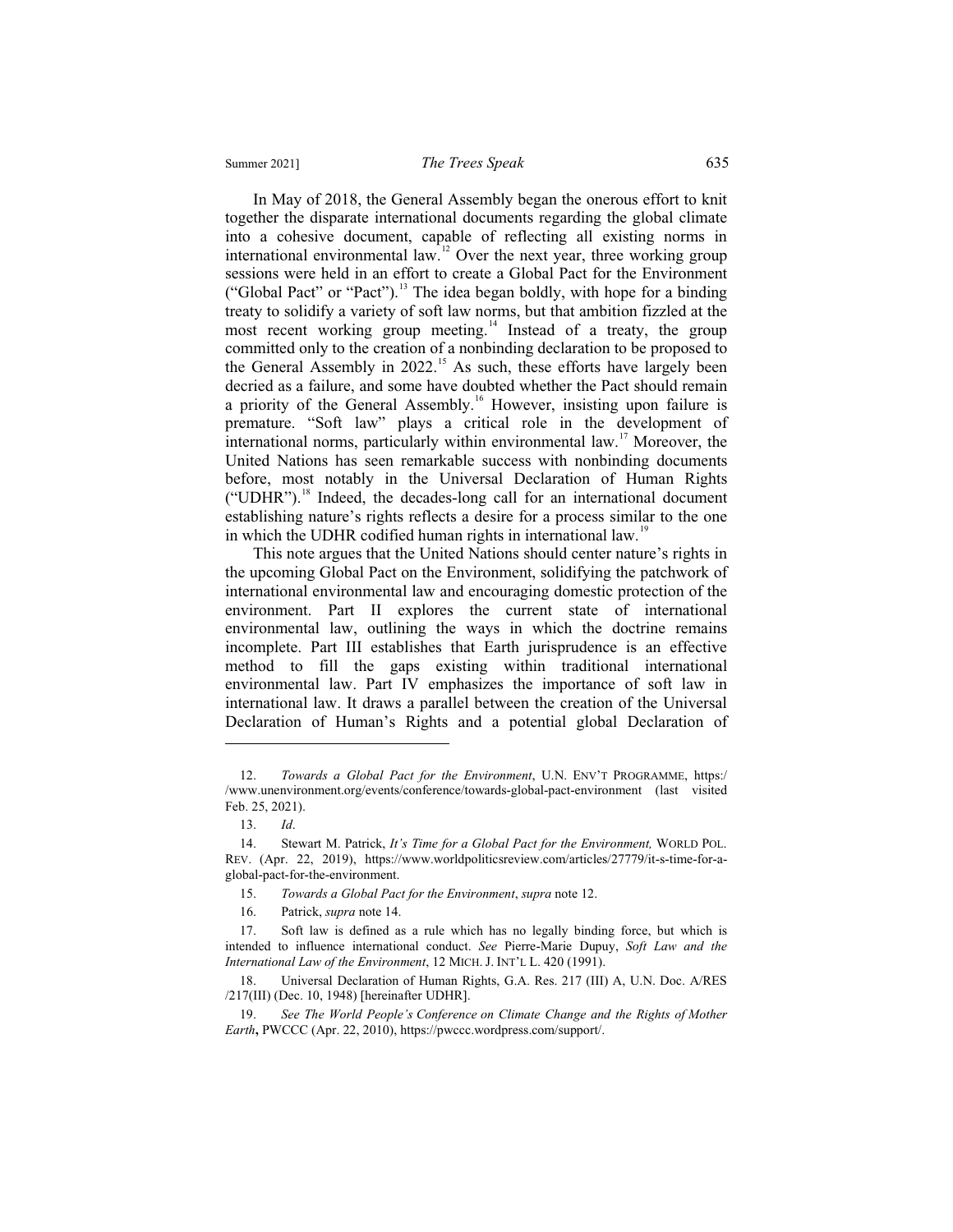In May of 2018, the General Assembly began the onerous effort to knit together the disparate international documents regarding the global climate into a cohesive document, capable of reflecting all existing norms in international environmental law.[12] Over the next year, three working group sessions were held in an effort to create a Global Pact for the Environment ("Global Pact" or "Pact").[13] The idea began boldly, with hope for a binding treaty to solidify a variety of soft law norms, but that ambition fizzled at the most recent working group meeting.[14] Instead of a treaty, the group committed only to the creation of a nonbinding declaration to be proposed to the General Assembly in 2022.[15] As such, these efforts have largely been decried as a failure, and some have doubted whether the Pact should remain a priority of the General Assembly.[16] However, insisting upon failure is premature. "Soft law" plays a critical role in the development of international norms, particularly within environmental law.[17] Moreover, the United Nations has seen remarkable success with nonbinding documents before, most notably in the Universal Declaration of Human Rights ("UDHR").[18] Indeed, the decades-long call for an international document establishing nature's rights reflects a desire for a process similar to the one in which the UDHR codified human rights in international law.[19]

This note argues that the United Nations should center nature's rights in the upcoming Global Pact on the Environment, solidifying the patchwork of international environmental law and encouraging domestic protection of the environment. Part II explores the current state of international environmental law, outlining the ways in which the doctrine remains incomplete. Part III establishes that Earth jurisprudence is an effective method to fill the gaps existing within traditional international environmental law. Part IV emphasizes the importance of soft law in international law. It draws a parallel between the creation of the Universal Declaration of Human's Rights and a potential global Declaration of

---

12. *Towards a Global Pact for the Environment*, U.N. ENV'T PROGRAMME, https://www.unenvironment.org/events/conference/towards-global-pact-environment (last visited Feb. 25, 2021).

13. *Id*.

14. Stewart M. Patrick, *It's Time for a Global Pact for the Environment,* WORLD POL. REV. (Apr. 22, 2019), https://www.worldpoliticsreview.com/articles/27779/it-s-time-for-a-global-pact-for-the-environment.

15. *Towards a Global Pact for the Environment*, *supra* note 12.

16. Patrick, *supra* note 14.

17. Soft law is defined as a rule which has no legally binding force, but which is intended to influence international conduct. *See* Pierre-Marie Dupuy, *Soft Law and the International Law of the Environment*, 12 MICH. J. INT'L L. 420 (1991).

18. Universal Declaration of Human Rights, G.A. Res. 217 (III) A, U.N. Doc. A/RES/217(III) (Dec. 10, 1948) [hereinafter UDHR].

19. *See The World People's Conference on Climate Change and the Rights of Mother Earth*, PWCCC (Apr. 22, 2010), https://pwccc.wordpress.com/support/.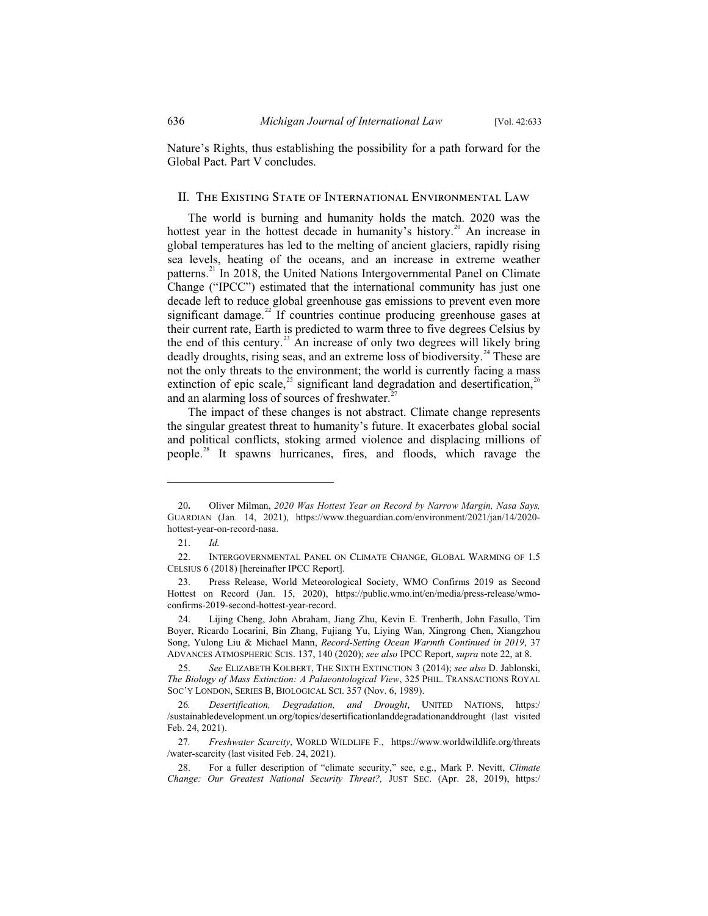Nature's Rights, thus establishing the possibility for a path forward for the Global Pact. Part V concludes.

## II. The Existing State of International Environmental Law

The world is burning and humanity holds the match. 2020 was the hottest year in the hottest decade in humanity's history.[20] An increase in global temperatures has led to the melting of ancient glaciers, rapidly rising sea levels, heating of the oceans, and an increase in extreme weather patterns.[21] In 2018, the United Nations Intergovernmental Panel on Climate Change ("IPCC") estimated that the international community has just one decade left to reduce global greenhouse gas emissions to prevent even more significant damage.[22] If countries continue producing greenhouse gases at their current rate, Earth is predicted to warm three to five degrees Celsius by the end of this century.[23] An increase of only two degrees will likely bring deadly droughts, rising seas, and an extreme loss of biodiversity.[24] These are not the only threats to the environment; the world is currently facing a mass extinction of epic scale,[25] significant land degradation and desertification,[26] and an alarming loss of sources of freshwater.[27]

The impact of these changes is not abstract. Climate change represents the singular greatest threat to humanity's future. It exacerbates global social and political conflicts, stoking armed violence and displacing millions of people.[28] It spawns hurricanes, fires, and floods, which ravage the

---

20. Oliver Milman, *2020 Was Hottest Year on Record by Narrow Margin, Nasa Says,* GUARDIAN (Jan. 14, 2021), https://www.theguardian.com/environment/2021/jan/14/2020-hottest-year-on-record-nasa.

21. *Id.*

22. INTERGOVERNMENTAL PANEL ON CLIMATE CHANGE, GLOBAL WARMING OF 1.5 CELSIUS 6 (2018) [hereinafter IPCC Report].

23. Press Release, World Meteorological Society, WMO Confirms 2019 as Second Hottest on Record (Jan. 15, 2020), https://public.wmo.int/en/media/press-release/wmo-confirms-2019-second-hottest-year-record.

24. Lijing Cheng, John Abraham, Jiang Zhu, Kevin E. Trenberth, John Fasullo, Tim Boyer, Ricardo Locarini, Bin Zhang, Fujiang Yu, Liying Wan, Xingrong Chen, Xiangzhou Song, Yulong Liu & Michael Mann, *Record-Setting Ocean Warmth Continued in 2019*, 37 ADVANCES ATMOSPHERIC SCIS. 137, 140 (2020); *see also* IPCC Report, *supra* note 22, at 8.

25. *See* ELIZABETH KOLBERT, THE SIXTH EXTINCTION 3 (2014); *see also* D. Jablonski, *The Biology of Mass Extinction: A Palaeontological View*, 325 PHIL. TRANSACTIONS ROYAL SOC'Y LONDON, SERIES B, BIOLOGICAL SCI. 357 (Nov. 6, 1989).

26. *Desertification, Degradation, and Drought*, UNITED NATIONS, https://sustainabledevelopment.un.org/topics/desertificationlanddegradationanddrought (last visited Feb. 24, 2021).

27. *Freshwater Scarcity*, WORLD WILDLIFE F., https://www.worldwildlife.org/threats/water-scarcity (last visited Feb. 24, 2021).

28. For a fuller description of "climate security," see, e.g., Mark P. Nevitt, *Climate Change: Our Greatest National Security Threat?,* JUST SEC. (Apr. 28, 2019), https:/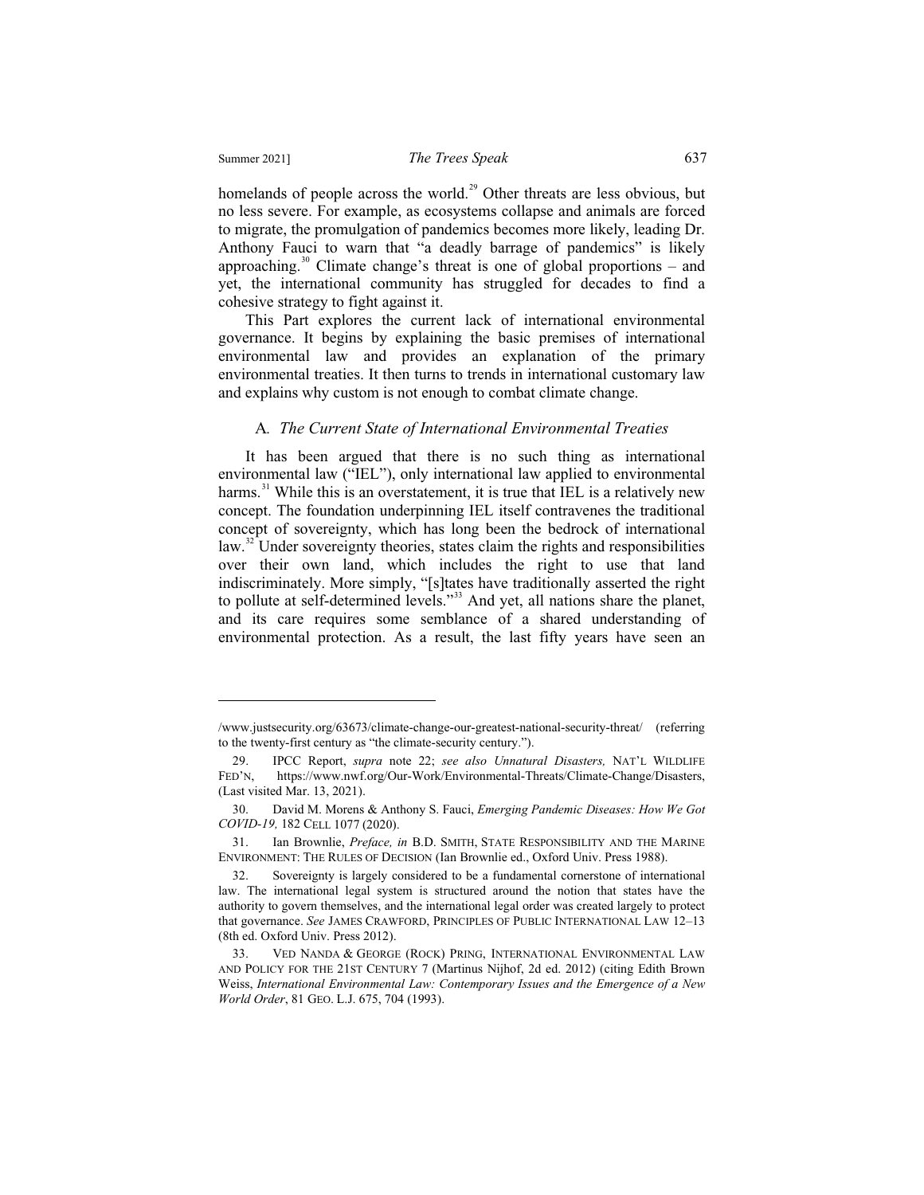homelands of people across the world.[29] Other threats are less obvious, but no less severe. For example, as ecosystems collapse and animals are forced to migrate, the promulgation of pandemics becomes more likely, leading Dr. Anthony Fauci to warn that "a deadly barrage of pandemics" is likely approaching.[30] Climate change's threat is one of global proportions – and yet, the international community has struggled for decades to find a cohesive strategy to fight against it.

This Part explores the current lack of international environmental governance. It begins by explaining the basic premises of international environmental law and provides an explanation of the primary environmental treaties. It then turns to trends in international customary law and explains why custom is not enough to combat climate change.

### A. *The Current State of International Environmental Treaties*

It has been argued that there is no such thing as international environmental law ("IEL"), only international law applied to environmental harms.[31] While this is an overstatement, it is true that IEL is a relatively new concept. The foundation underpinning IEL itself contravenes the traditional concept of sovereignty, which has long been the bedrock of international law.[32] Under sovereignty theories, states claim the rights and responsibilities over their own land, which includes the right to use that land indiscriminately. More simply, "[s]tates have traditionally asserted the right to pollute at self-determined levels."[33] And yet, all nations share the planet, and its care requires some semblance of a shared understanding of environmental protection. As a result, the last fifty years have seen an

---

/www.justsecurity.org/63673/climate-change-our-greatest-national-security-threat/ (referring to the twenty-first century as "the climate-security century.").

29. IPCC Report, *supra* note 22; *see also Unnatural Disasters,* NAT'L WILDLIFE FED'N, https://www.nwf.org/Our-Work/Environmental-Threats/Climate-Change/Disasters, (Last visited Mar. 13, 2021).

30. David M. Morens & Anthony S. Fauci, *Emerging Pandemic Diseases: How We Got COVID-19,* 182 CELL 1077 (2020).

31. Ian Brownlie, *Preface, in* B.D. SMITH, STATE RESPONSIBILITY AND THE MARINE ENVIRONMENT: THE RULES OF DECISION (Ian Brownlie ed., Oxford Univ. Press 1988).

32. Sovereignty is largely considered to be a fundamental cornerstone of international law. The international legal system is structured around the notion that states have the authority to govern themselves, and the international legal order was created largely to protect that governance. *See* JAMES CRAWFORD, PRINCIPLES OF PUBLIC INTERNATIONAL LAW 12–13 (8th ed. Oxford Univ. Press 2012).

33. VED NANDA & GEORGE (ROCK) PRING, INTERNATIONAL ENVIRONMENTAL LAW AND POLICY FOR THE 21ST CENTURY 7 (Martinus Nijhof, 2d ed. 2012) (citing Edith Brown Weiss, *International Environmental Law: Contemporary Issues and the Emergence of a New World Order*, 81 GEO. L.J. 675, 704 (1993).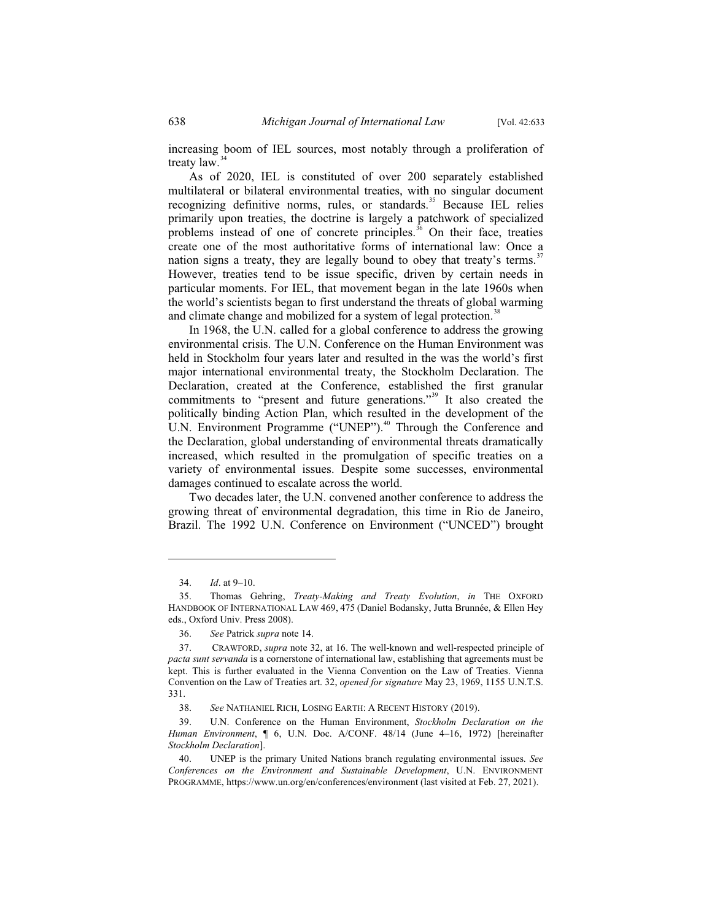increasing boom of IEL sources, most notably through a proliferation of treaty law.[34]

As of 2020, IEL is constituted of over 200 separately established multilateral or bilateral environmental treaties, with no singular document recognizing definitive norms, rules, or standards.[35] Because IEL relies primarily upon treaties, the doctrine is largely a patchwork of specialized problems instead of one of concrete principles.[36] On their face, treaties create one of the most authoritative forms of international law: Once a nation signs a treaty, they are legally bound to obey that treaty's terms.[37] However, treaties tend to be issue specific, driven by certain needs in particular moments. For IEL, that movement began in the late 1960s when the world's scientists began to first understand the threats of global warming and climate change and mobilized for a system of legal protection.[38]

In 1968, the U.N. called for a global conference to address the growing environmental crisis. The U.N. Conference on the Human Environment was held in Stockholm four years later and resulted in the was the world's first major international environmental treaty, the Stockholm Declaration. The Declaration, created at the Conference, established the first granular commitments to "present and future generations."[39] It also created the politically binding Action Plan, which resulted in the development of the U.N. Environment Programme ("UNEP").[40] Through the Conference and the Declaration, global understanding of environmental threats dramatically increased, which resulted in the promulgation of specific treaties on a variety of environmental issues. Despite some successes, environmental damages continued to escalate across the world.

Two decades later, the U.N. convened another conference to address the growing threat of environmental degradation, this time in Rio de Janeiro, Brazil. The 1992 U.N. Conference on Environment ("UNCED") brought

---

34. *Id*. at 9–10.

35. Thomas Gehring, *Treaty-Making and Treaty Evolution*, *in* THE OXFORD HANDBOOK OF INTERNATIONAL LAW 469, 475 (Daniel Bodansky, Jutta Brunnée, & Ellen Hey eds., Oxford Univ. Press 2008).

36. *See* Patrick *supra* note 14.

37. CRAWFORD, *supra* note 32, at 16. The well-known and well-respected principle of *pacta sunt servanda* is a cornerstone of international law, establishing that agreements must be kept. This is further evaluated in the Vienna Convention on the Law of Treaties. Vienna Convention on the Law of Treaties art. 32, *opened for signature* May 23, 1969, 1155 U.N.T.S. 331.

38. *See* NATHANIEL RICH, LOSING EARTH: A RECENT HISTORY (2019).

39. U.N. Conference on the Human Environment, *Stockholm Declaration on the Human Environment*, ¶ 6, U.N. Doc. A/CONF. 48/14 (June 4–16, 1972) [hereinafter *Stockholm Declaration*].

40. UNEP is the primary United Nations branch regulating environmental issues. *See Conferences on the Environment and Sustainable Development*, U.N. ENVIRONMENT PROGRAMME, https://www.un.org/en/conferences/environment (last visited at Feb. 27, 2021).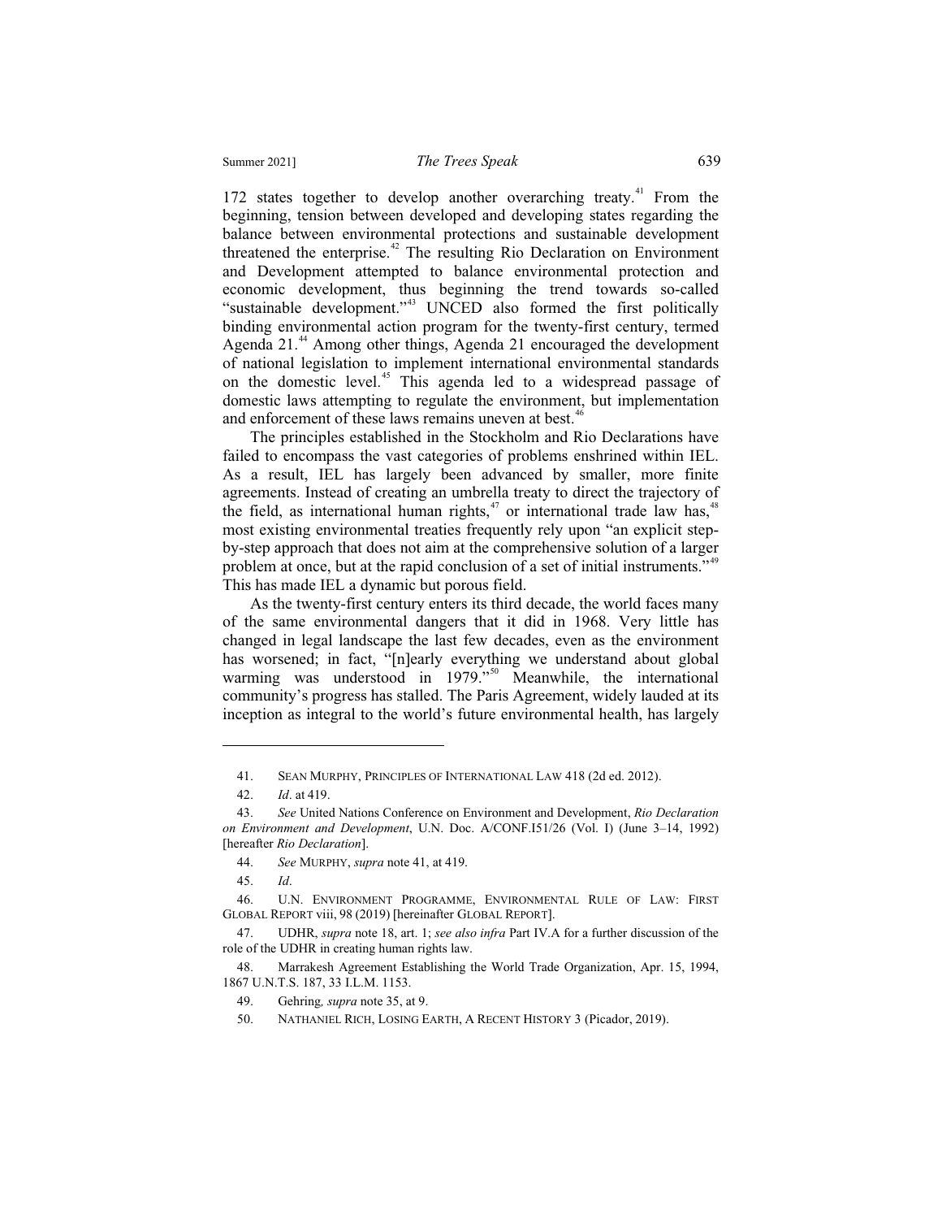172 states together to develop another overarching treaty.[41] From the beginning, tension between developed and developing states regarding the balance between environmental protections and sustainable development threatened the enterprise.[42] The resulting Rio Declaration on Environment and Development attempted to balance environmental protection and economic development, thus beginning the trend towards so-called "sustainable development."[43] UNCED also formed the first politically binding environmental action program for the twenty-first century, termed Agenda 21.[44] Among other things, Agenda 21 encouraged the development of national legislation to implement international environmental standards on the domestic level.[45] This agenda led to a widespread passage of domestic laws attempting to regulate the environment, but implementation and enforcement of these laws remains uneven at best.[46]

The principles established in the Stockholm and Rio Declarations have failed to encompass the vast categories of problems enshrined within IEL. As a result, IEL has largely been advanced by smaller, more finite agreements. Instead of creating an umbrella treaty to direct the trajectory of the field, as international human rights,[47] or international trade law has,[48] most existing environmental treaties frequently rely upon "an explicit step-by-step approach that does not aim at the comprehensive solution of a larger problem at once, but at the rapid conclusion of a set of initial instruments."[49] This has made IEL a dynamic but porous field.

As the twenty-first century enters its third decade, the world faces many of the same environmental dangers that it did in 1968. Very little has changed in legal landscape the last few decades, even as the environment has worsened; in fact, "[n]early everything we understand about global warming was understood in 1979."[50] Meanwhile, the international community's progress has stalled. The Paris Agreement, widely lauded at its inception as integral to the world's future environmental health, has largely

---

41. SEAN MURPHY, PRINCIPLES OF INTERNATIONAL LAW 418 (2d ed. 2012).

42. *Id*. at 419.

43. *See* United Nations Conference on Environment and Development, *Rio Declaration on Environment and Development*, U.N. Doc. A/CONF.I51/26 (Vol. I) (June 3–14, 1992) [hereafter *Rio Declaration*].

44. *See* MURPHY, *supra* note 41, at 419.

45. *Id*.

46. U.N. ENVIRONMENT PROGRAMME, ENVIRONMENTAL RULE OF LAW: FIRST GLOBAL REPORT viii, 98 (2019) [hereinafter GLOBAL REPORT].

47. UDHR, *supra* note 18, art. 1; *see also infra* Part IV.A for a further discussion of the role of the UDHR in creating human rights law.

48. Marrakesh Agreement Establishing the World Trade Organization, Apr. 15, 1994, 1867 U.N.T.S. 187, 33 I.L.M. 1153.

49. Gehring*, supra* note 35, at 9.

50. NATHANIEL RICH, LOSING EARTH, A RECENT HISTORY 3 (Picador, 2019).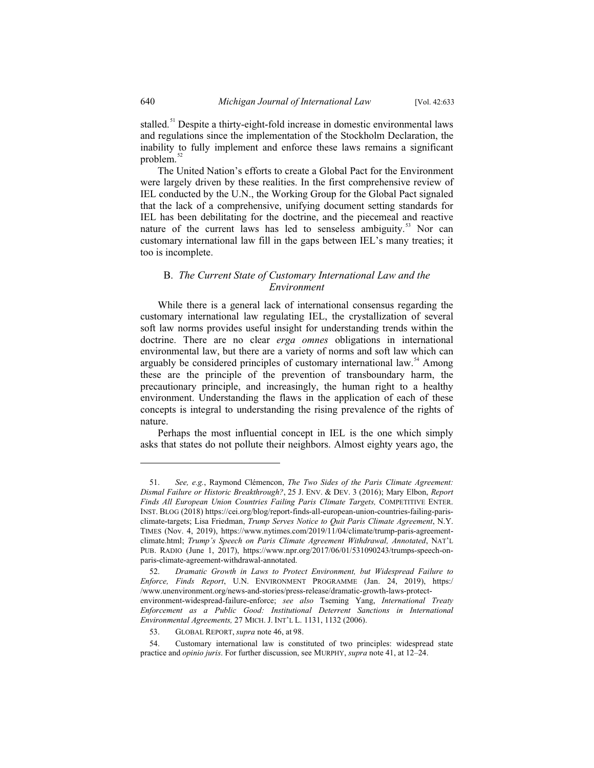stalled.[51] Despite a thirty-eight-fold increase in domestic environmental laws and regulations since the implementation of the Stockholm Declaration, the inability to fully implement and enforce these laws remains a significant problem.[52]

The United Nation's efforts to create a Global Pact for the Environment were largely driven by these realities. In the first comprehensive review of IEL conducted by the U.N., the Working Group for the Global Pact signaled that the lack of a comprehensive, unifying document setting standards for IEL has been debilitating for the doctrine, and the piecemeal and reactive nature of the current laws has led to senseless ambiguity.[53] Nor can customary international law fill in the gaps between IEL's many treaties; it too is incomplete.

### B. *The Current State of Customary International Law and the Environment*

While there is a general lack of international consensus regarding the customary international law regulating IEL, the crystallization of several soft law norms provides useful insight for understanding trends within the doctrine. There are no clear *erga omnes* obligations in international environmental law, but there are a variety of norms and soft law which can arguably be considered principles of customary international law.[54] Among these are the principle of the prevention of transboundary harm, the precautionary principle, and increasingly, the human right to a healthy environment. Understanding the flaws in the application of each of these concepts is integral to understanding the rising prevalence of the rights of nature.

Perhaps the most influential concept in IEL is the one which simply asks that states do not pollute their neighbors. Almost eighty years ago, the

---

51. *See, e.g.*, Raymond Clémencon, *The Two Sides of the Paris Climate Agreement: Dismal Failure or Historic Breakthrough?*, 25 J. ENV. & DEV. 3 (2016); Mary Elbon, *Report Finds All European Union Countries Failing Paris Climate Targets,* COMPETITIVE ENTER. INST. BLOG (2018) https://cei.org/blog/report-finds-all-european-union-countries-failing-paris-climate-targets; Lisa Friedman, *Trump Serves Notice to Quit Paris Climate Agreement*, N.Y. TIMES (Nov. 4, 2019), https://www.nytimes.com/2019/11/04/climate/trump-paris-agreement-climate.html; *Trump's Speech on Paris Climate Agreement Withdrawal, Annotated*, NAT'L PUB. RADIO (June 1, 2017), https://www.npr.org/2017/06/01/531090243/trumps-speech-on-paris-climate-agreement-withdrawal-annotated.

52. *Dramatic Growth in Laws to Protect Environment, but Widespread Failure to Enforce, Finds Report*, U.N. ENVIRONMENT PROGRAMME (Jan. 24, 2019), https://www.unenvironment.org/news-and-stories/press-release/dramatic-growth-laws-protect-environment-widespread-failure-enforce; *see also* Tseming Yang, *International Treaty Enforcement as a Public Good: Institutional Deterrent Sanctions in International Environmental Agreements,* 27 MICH. J. INT'L L. 1131, 1132 (2006).

53. GLOBAL REPORT, *supra* note 46, at 98.

54. Customary international law is constituted of two principles: widespread state practice and *opinio juris*. For further discussion, see MURPHY, *supra* note 41, at 12–24.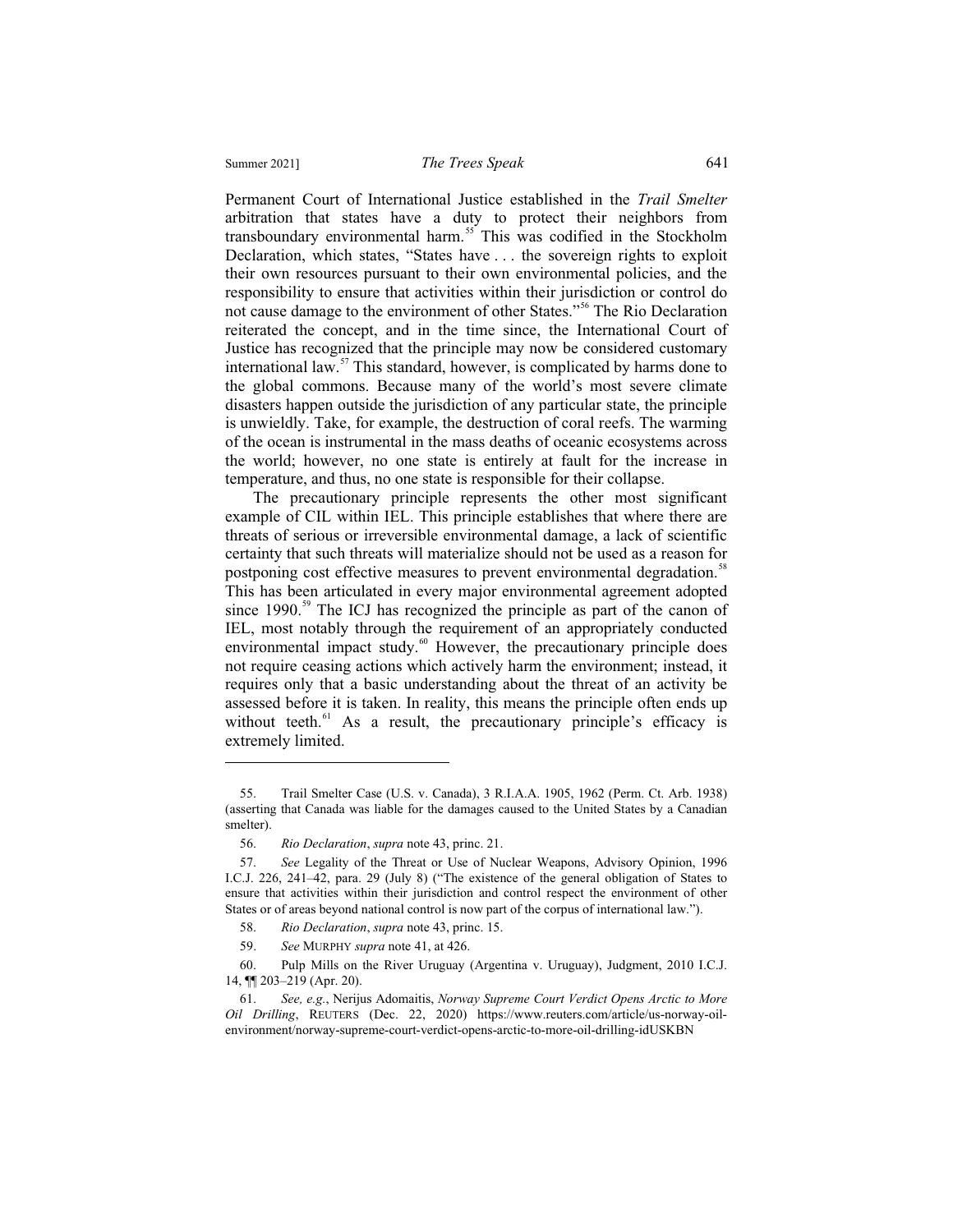Permanent Court of International Justice established in the *Trail Smelter* arbitration that states have a duty to protect their neighbors from transboundary environmental harm.[55] This was codified in the Stockholm Declaration, which states, "States have . . . the sovereign rights to exploit their own resources pursuant to their own environmental policies, and the responsibility to ensure that activities within their jurisdiction or control do not cause damage to the environment of other States."[56] The Rio Declaration reiterated the concept, and in the time since, the International Court of Justice has recognized that the principle may now be considered customary international law.[57] This standard, however, is complicated by harms done to the global commons. Because many of the world's most severe climate disasters happen outside the jurisdiction of any particular state, the principle is unwieldly. Take, for example, the destruction of coral reefs. The warming of the ocean is instrumental in the mass deaths of oceanic ecosystems across the world; however, no one state is entirely at fault for the increase in temperature, and thus, no one state is responsible for their collapse.

The precautionary principle represents the other most significant example of CIL within IEL. This principle establishes that where there are threats of serious or irreversible environmental damage, a lack of scientific certainty that such threats will materialize should not be used as a reason for postponing cost effective measures to prevent environmental degradation.[58] This has been articulated in every major environmental agreement adopted since 1990.[59] The ICJ has recognized the principle as part of the canon of IEL, most notably through the requirement of an appropriately conducted environmental impact study.[60] However, the precautionary principle does not require ceasing actions which actively harm the environment; instead, it requires only that a basic understanding about the threat of an activity be assessed before it is taken. In reality, this means the principle often ends up without teeth.[61] As a result, the precautionary principle's efficacy is extremely limited.

---

55. Trail Smelter Case (U.S. v. Canada), 3 R.I.A.A. 1905, 1962 (Perm. Ct. Arb. 1938) (asserting that Canada was liable for the damages caused to the United States by a Canadian smelter).

56. *Rio Declaration*, *supra* note 43, princ. 21.

57. *See* Legality of the Threat or Use of Nuclear Weapons, Advisory Opinion, 1996 I.C.J. 226, 241–42, para. 29 (July 8) ("The existence of the general obligation of States to ensure that activities within their jurisdiction and control respect the environment of other States or of areas beyond national control is now part of the corpus of international law.").

58. *Rio Declaration*, *supra* note 43, princ. 15.

59. *See* MURPHY *supra* note 41, at 426.

60. Pulp Mills on the River Uruguay (Argentina v. Uruguay), Judgment, 2010 I.C.J. 14, ¶¶ 203–219 (Apr. 20).

61. *See, e.g.*, Nerijus Adomaitis, *Norway Supreme Court Verdict Opens Arctic to More Oil Drilling*, REUTERS (Dec. 22, 2020) https://www.reuters.com/article/us-norway-oil-environment/norway-supreme-court-verdict-opens-arctic-to-more-oil-drilling-idUSKBN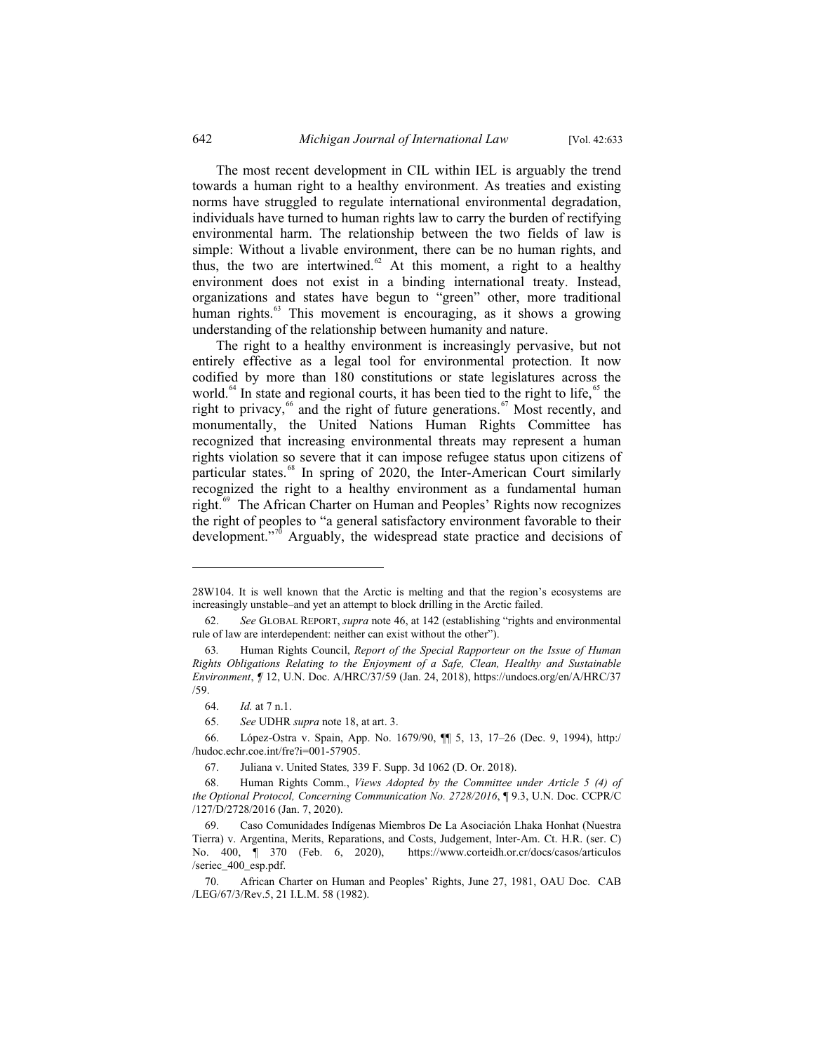The most recent development in CIL within IEL is arguably the trend towards a human right to a healthy environment. As treaties and existing norms have struggled to regulate international environmental degradation, individuals have turned to human rights law to carry the burden of rectifying environmental harm. The relationship between the two fields of law is simple: Without a livable environment, there can be no human rights, and thus, the two are intertwined.[62] At this moment, a right to a healthy environment does not exist in a binding international treaty. Instead, organizations and states have begun to "green" other, more traditional human rights.[63] This movement is encouraging, as it shows a growing understanding of the relationship between humanity and nature.

The right to a healthy environment is increasingly pervasive, but not entirely effective as a legal tool for environmental protection. It now codified by more than 180 constitutions or state legislatures across the world.[64] In state and regional courts, it has been tied to the right to life,[65] the right to privacy,[66] and the right of future generations.[67] Most recently, and monumentally, the United Nations Human Rights Committee has recognized that increasing environmental threats may represent a human rights violation so severe that it can impose refugee status upon citizens of particular states.[68] In spring of 2020, the Inter-American Court similarly recognized the right to a healthy environment as a fundamental human right.[69] The African Charter on Human and Peoples' Rights now recognizes the right of peoples to "a general satisfactory environment favorable to their development."[70] Arguably, the widespread state practice and decisions of

---

28W104. It is well known that the Arctic is melting and that the region's ecosystems are increasingly unstable–and yet an attempt to block drilling in the Arctic failed.

62. *See* GLOBAL REPORT, *supra* note 46, at 142 (establishing "rights and environmental rule of law are interdependent: neither can exist without the other").

63. Human Rights Council, *Report of the Special Rapporteur on the Issue of Human Rights Obligations Relating to the Enjoyment of a Safe, Clean, Healthy and Sustainable Environment*, ¶ 12, U.N. Doc. A/HRC/37/59 (Jan. 24, 2018), https://undocs.org/en/A/HRC/37/59.

64. *Id.* at 7 n.1.

65. *See* UDHR *supra* note 18, at art. 3.

66. López-Ostra v. Spain, App. No. 1679/90, ¶¶ 5, 13, 17–26 (Dec. 9, 1994), http://hudoc.echr.coe.int/fre?i=001-57905.

67. Juliana v. United States*,* 339 F. Supp. 3d 1062 (D. Or. 2018).

68. Human Rights Comm., *Views Adopted by the Committee under Article 5 (4) of the Optional Protocol, Concerning Communication No. 2728/2016*, ¶ 9.3, U.N. Doc. CCPR/C/127/D/2728/2016 (Jan. 7, 2020).

69. Caso Comunidades Indígenas Miembros De La Asociación Lhaka Honhat (Nuestra Tierra) v. Argentina, Merits, Reparations, and Costs, Judgement, Inter-Am. Ct. H.R. (ser. C) No. 400, ¶ 370 (Feb. 6, 2020), https://www.corteidh.or.cr/docs/casos/articulos/seriec_400_esp.pdf.

70. African Charter on Human and Peoples' Rights, June 27, 1981, OAU Doc. CAB/LEG/67/3/Rev.5, 21 I.L.M. 58 (1982).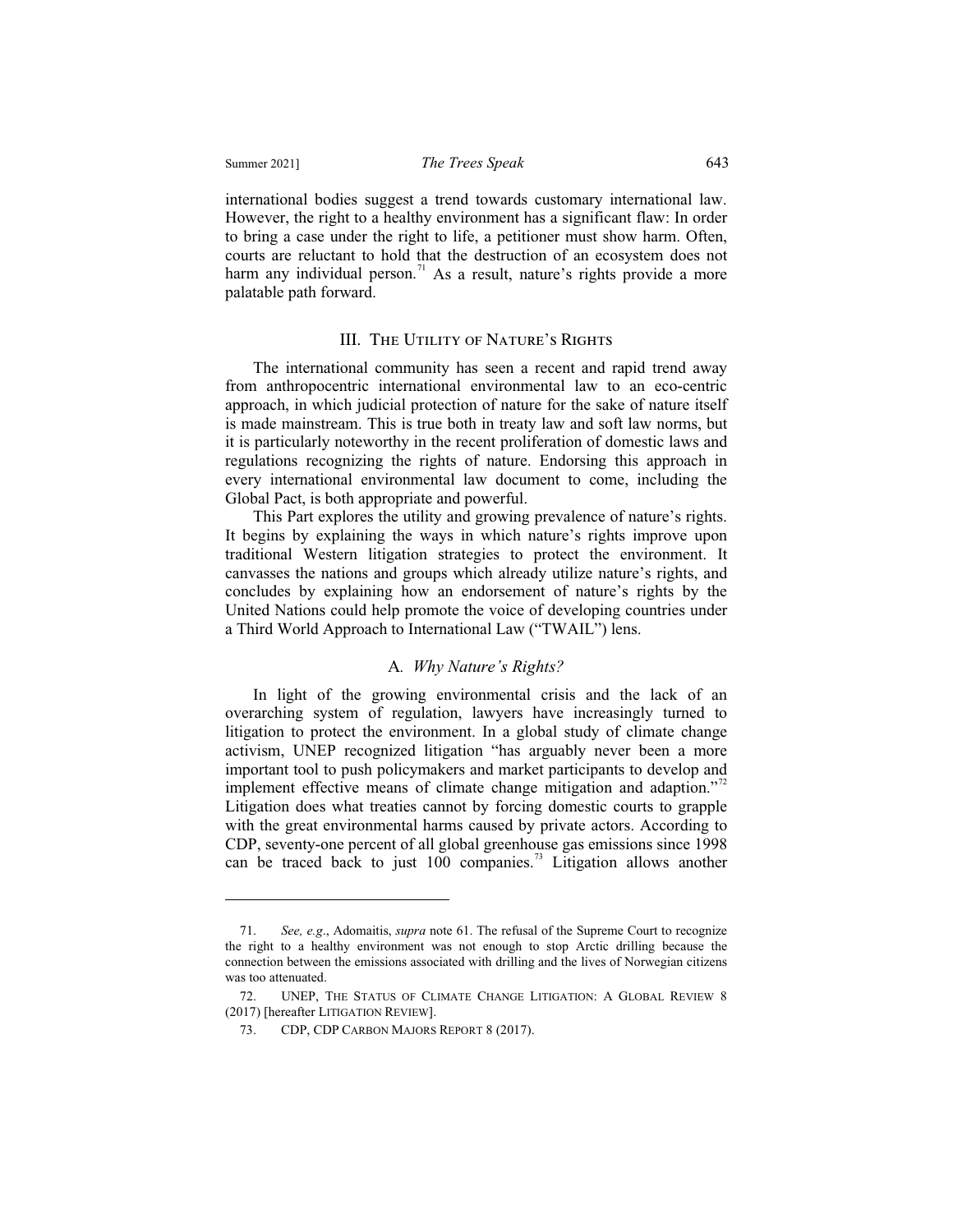international bodies suggest a trend towards customary international law. However, the right to a healthy environment has a significant flaw: In order to bring a case under the right to life, a petitioner must show harm. Often, courts are reluctant to hold that the destruction of an ecosystem does not harm any individual person.[71] As a result, nature's rights provide a more palatable path forward.

## III. The Utility of Nature's Rights

The international community has seen a recent and rapid trend away from anthropocentric international environmental law to an eco-centric approach, in which judicial protection of nature for the sake of nature itself is made mainstream. This is true both in treaty law and soft law norms, but it is particularly noteworthy in the recent proliferation of domestic laws and regulations recognizing the rights of nature. Endorsing this approach in every international environmental law document to come, including the Global Pact, is both appropriate and powerful.

This Part explores the utility and growing prevalence of nature's rights. It begins by explaining the ways in which nature's rights improve upon traditional Western litigation strategies to protect the environment. It canvasses the nations and groups which already utilize nature's rights, and concludes by explaining how an endorsement of nature's rights by the United Nations could help promote the voice of developing countries under a Third World Approach to International Law ("TWAIL") lens.

### A. *Why Nature's Rights?*

In light of the growing environmental crisis and the lack of an overarching system of regulation, lawyers have increasingly turned to litigation to protect the environment. In a global study of climate change activism, UNEP recognized litigation "has arguably never been a more important tool to push policymakers and market participants to develop and implement effective means of climate change mitigation and adaption."[72] Litigation does what treaties cannot by forcing domestic courts to grapple with the great environmental harms caused by private actors. According to CDP, seventy-one percent of all global greenhouse gas emissions since 1998 can be traced back to just 100 companies.[73] Litigation allows another

---

71. *See, e.g.*, Adomaitis, *supra* note 61. The refusal of the Supreme Court to recognize the right to a healthy environment was not enough to stop Arctic drilling because the connection between the emissions associated with drilling and the lives of Norwegian citizens was too attenuated.

72. UNEP, The Status of Climate Change Litigation: A Global Review 8 (2017) [hereafter Litigation Review].

73. CDP, CDP Carbon Majors Report 8 (2017).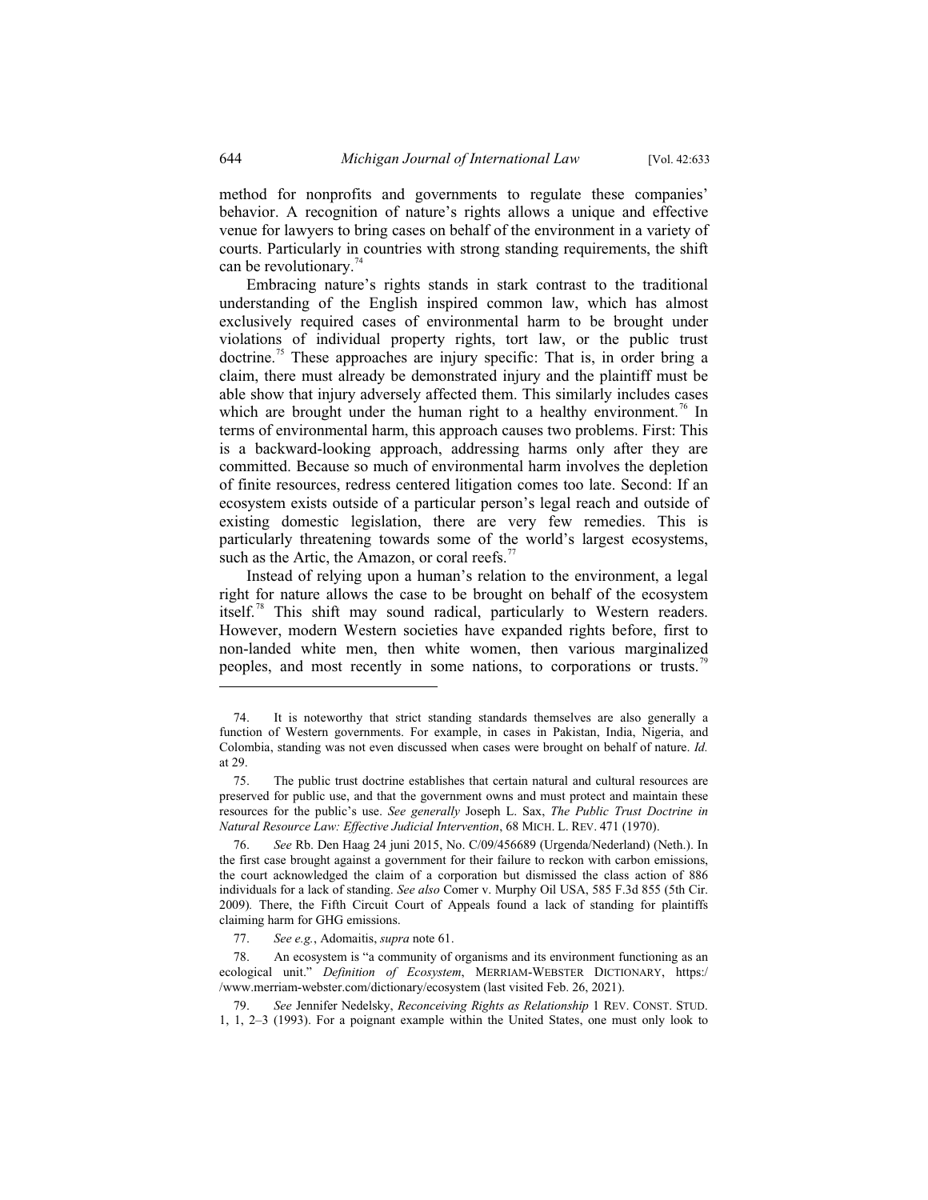method for nonprofits and governments to regulate these companies' behavior. A recognition of nature's rights allows a unique and effective venue for lawyers to bring cases on behalf of the environment in a variety of courts. Particularly in countries with strong standing requirements, the shift can be revolutionary.[74]

Embracing nature's rights stands in stark contrast to the traditional understanding of the English inspired common law, which has almost exclusively required cases of environmental harm to be brought under violations of individual property rights, tort law, or the public trust doctrine.[75] These approaches are injury specific: That is, in order bring a claim, there must already be demonstrated injury and the plaintiff must be able show that injury adversely affected them. This similarly includes cases which are brought under the human right to a healthy environment.[76] In terms of environmental harm, this approach causes two problems. First: This is a backward-looking approach, addressing harms only after they are committed. Because so much of environmental harm involves the depletion of finite resources, redress centered litigation comes too late. Second: If an ecosystem exists outside of a particular person's legal reach and outside of existing domestic legislation, there are very few remedies. This is particularly threatening towards some of the world's largest ecosystems, such as the Artic, the Amazon, or coral reefs.[77]

Instead of relying upon a human's relation to the environment, a legal right for nature allows the case to be brought on behalf of the ecosystem itself.[78] This shift may sound radical, particularly to Western readers. However, modern Western societies have expanded rights before, first to non-landed white men, then white women, then various marginalized peoples, and most recently in some nations, to corporations or trusts.[79]

---

74. It is noteworthy that strict standing standards themselves are also generally a function of Western governments. For example, in cases in Pakistan, India, Nigeria, and Colombia, standing was not even discussed when cases were brought on behalf of nature. *Id.* at 29.

75. The public trust doctrine establishes that certain natural and cultural resources are preserved for public use, and that the government owns and must protect and maintain these resources for the public's use. *See generally* Joseph L. Sax, *The Public Trust Doctrine in Natural Resource Law: Effective Judicial Intervention*, 68 MICH. L. REV. 471 (1970).

76. *See* Rb. Den Haag 24 juni 2015, No. C/09/456689 (Urgenda/Nederland) (Neth.). In the first case brought against a government for their failure to reckon with carbon emissions, the court acknowledged the claim of a corporation but dismissed the class action of 886 individuals for a lack of standing. *See also* Comer v. Murphy Oil USA, 585 F.3d 855 (5th Cir. 2009). There, the Fifth Circuit Court of Appeals found a lack of standing for plaintiffs claiming harm for GHG emissions.

77. *See e.g.*, Adomaitis, *supra* note 61.

78. An ecosystem is "a community of organisms and its environment functioning as an ecological unit." *Definition of Ecosystem*, MERRIAM-WEBSTER DICTIONARY, https://www.merriam-webster.com/dictionary/ecosystem (last visited Feb. 26, 2021).

79. *See* Jennifer Nedelsky, *Reconceiving Rights as Relationship* 1 REV. CONST. STUD. 1, 1, 2–3 (1993). For a poignant example within the United States, one must only look to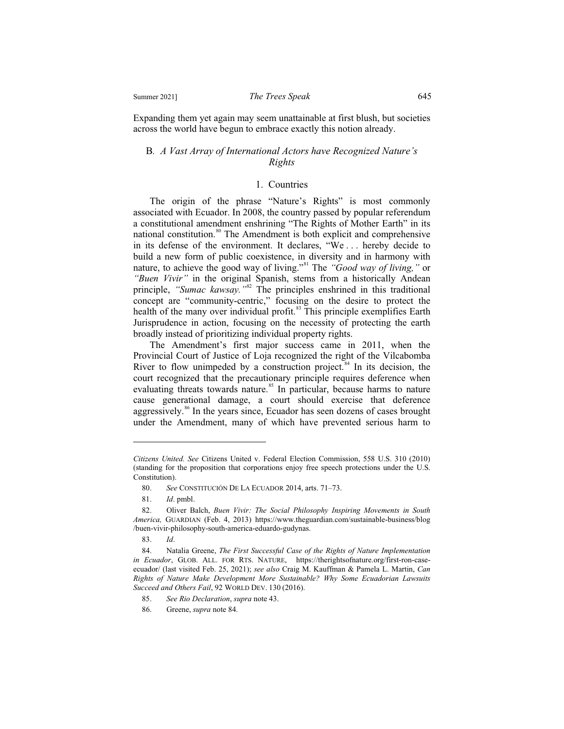Expanding them yet again may seem unattainable at first blush, but societies across the world have begun to embrace exactly this notion already.

### B. *A Vast Array of International Actors have Recognized Nature's Rights*

#### 1. Countries

The origin of the phrase "Nature's Rights" is most commonly associated with Ecuador. In 2008, the country passed by popular referendum a constitutional amendment enshrining "The Rights of Mother Earth" in its national constitution.[80] The Amendment is both explicit and comprehensive in its defense of the environment. It declares, "We . . . hereby decide to build a new form of public coexistence, in diversity and in harmony with nature, to achieve the good way of living."[81] The *"Good way of living,"* or *"Buen Vivir"* in the original Spanish, stems from a historically Andean principle, *"Sumac kawsay."*[82] The principles enshrined in this traditional concept are "community-centric," focusing on the desire to protect the health of the many over individual profit.[83] This principle exemplifies Earth Jurisprudence in action, focusing on the necessity of protecting the earth broadly instead of prioritizing individual property rights.

The Amendment's first major success came in 2011, when the Provincial Court of Justice of Loja recognized the right of the Vilcabomba River to flow unimpeded by a construction project.[84] In its decision, the court recognized that the precautionary principle requires deference when evaluating threats towards nature.[85] In particular, because harms to nature cause generational damage, a court should exercise that deference aggressively.[86] In the years since, Ecuador has seen dozens of cases brought under the Amendment, many of which have prevented serious harm to

---

*Citizens United. See* Citizens United v. Federal Election Commission, 558 U.S. 310 (2010) (standing for the proposition that corporations enjoy free speech protections under the U.S. Constitution).

80. *See* CONSTITUCIÓN DE LA ECUADOR 2014, arts. 71–73.

81. *Id*. pmbl.

82. Oliver Balch, *Buen Vivir: The Social Philosophy Inspiring Movements in South America,* GUARDIAN (Feb. 4, 2013) https://www.theguardian.com/sustainable-business/blog/buen-vivir-philosophy-south-america-eduardo-gudynas.

83. *Id*.

84. Natalia Greene, *The First Successful Case of the Rights of Nature Implementation in Ecuador*, GLOB. ALL. FOR RTS. NATURE, https://therightsofnature.org/first-ron-case-ecuador/ (last visited Feb. 25, 2021); *see also* Craig M. Kauffman & Pamela L. Martin, *Can Rights of Nature Make Development More Sustainable? Why Some Ecuadorian Lawsuits Succeed and Others Fail*, 92 WORLD DEV. 130 (2016).

85. *See Rio Declaration*, *supra* note 43.

86. Greene, *supra* note 84.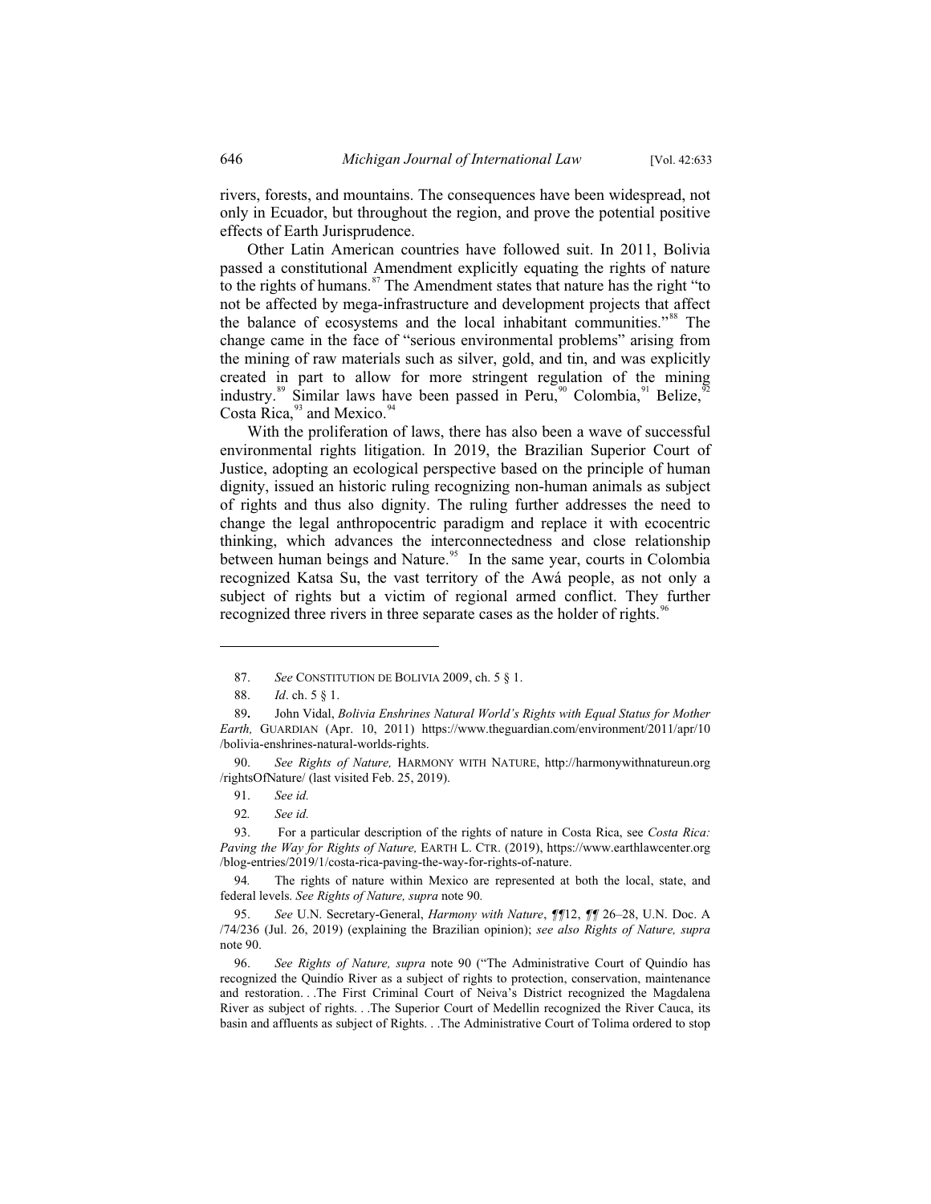rivers, forests, and mountains. The consequences have been widespread, not only in Ecuador, but throughout the region, and prove the potential positive effects of Earth Jurisprudence.

Other Latin American countries have followed suit. In 2011, Bolivia passed a constitutional Amendment explicitly equating the rights of nature to the rights of humans.[87] The Amendment states that nature has the right "to not be affected by mega-infrastructure and development projects that affect the balance of ecosystems and the local inhabitant communities."[88] The change came in the face of "serious environmental problems" arising from the mining of raw materials such as silver, gold, and tin, and was explicitly created in part to allow for more stringent regulation of the mining industry.[89] Similar laws have been passed in Peru,[90] Colombia,[91] Belize,[92] Costa Rica,[93] and Mexico.[94]

With the proliferation of laws, there has also been a wave of successful environmental rights litigation. In 2019, the Brazilian Superior Court of Justice, adopting an ecological perspective based on the principle of human dignity, issued an historic ruling recognizing non-human animals as subject of rights and thus also dignity. The ruling further addresses the need to change the legal anthropocentric paradigm and replace it with ecocentric thinking, which advances the interconnectedness and close relationship between human beings and Nature.[95] In the same year, courts in Colombia recognized Katsa Su, the vast territory of the Awá people, as not only a subject of rights but a victim of regional armed conflict. They further recognized three rivers in three separate cases as the holder of rights.[96]

---

87. *See* CONSTITUTION DE BOLIVIA 2009, ch. 5 § 1.

88. *Id*. ch. 5 § 1.

89. John Vidal, *Bolivia Enshrines Natural World's Rights with Equal Status for Mother Earth,* GUARDIAN (Apr. 10, 2011) https://www.theguardian.com/environment/2011/apr/10/bolivia-enshrines-natural-worlds-rights.

90. *See Rights of Nature,* HARMONY WITH NATURE, http://harmonywithnatureun.org/rightsOfNature/ (last visited Feb. 25, 2019).

91. *See id.*

92. *See id.*

93. For a particular description of the rights of nature in Costa Rica, see *Costa Rica: Paving the Way for Rights of Nature,* EARTH L. CTR. (2019), https://www.earthlawcenter.org/blog-entries/2019/1/costa-rica-paving-the-way-for-rights-of-nature.

94. The rights of nature within Mexico are represented at both the local, state, and federal levels. *See Rights of Nature, supra* note 90.

95. *See* U.N. Secretary-General, *Harmony with Nature*, ¶¶12, ¶¶ 26–28, U.N. Doc. A/74/236 (Jul. 26, 2019) (explaining the Brazilian opinion); *see also Rights of Nature, supra* note 90.

96. *See Rights of Nature, supra* note 90 ("The Administrative Court of Quindío has recognized the Quindío River as a subject of rights to protection, conservation, maintenance and restoration. . .The First Criminal Court of Neiva's District recognized the Magdalena River as subject of rights. . .The Superior Court of Medellin recognized the River Cauca, its basin and affluents as subject of Rights. . .The Administrative Court of Tolima ordered to stop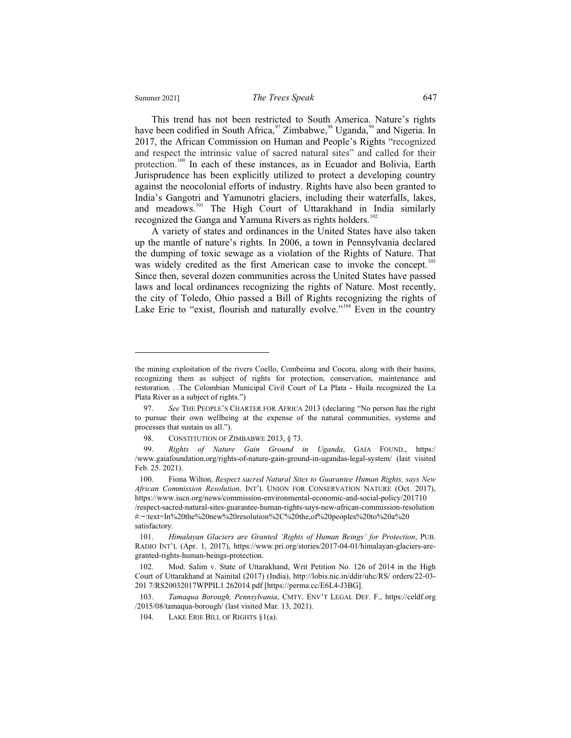This trend has not been restricted to South America. Nature's rights have been codified in South Africa,[97] Zimbabwe,[98] Uganda,[99] and Nigeria. In 2017, the African Commission on Human and People's Rights "recognized and respect the intrinsic value of sacred natural sites" and called for their protection.[100] In each of these instances, as in Ecuador and Bolivia, Earth Jurisprudence has been explicitly utilized to protect a developing country against the neocolonial efforts of industry. Rights have also been granted to India's Gangotri and Yamunotri glaciers, including their waterfalls, lakes, and meadows.[101] The High Court of Uttarakhand in India similarly recognized the Ganga and Yamuna Rivers as rights holders.[102]

A variety of states and ordinances in the United States have also taken up the mantle of nature's rights. In 2006, a town in Pennsylvania declared the dumping of toxic sewage as a violation of the Rights of Nature. That was widely credited as the first American case to invoke the concept.[103] Since then, several dozen communities across the United States have passed laws and local ordinances recognizing the rights of Nature. Most recently, the city of Toledo, Ohio passed a Bill of Rights recognizing the rights of Lake Erie to "exist, flourish and naturally evolve."[104] Even in the country

---

the mining exploitation of the rivers Coello, Combeima and Cocora, along with their basins, recognizing them as subject of rights for protection, conservation, maintenance and restoration. . .The Colombian Municipal Civil Court of La Plata - Huila recognized the La Plata River as a subject of rights.")

97. *See* THE PEOPLE'S CHARTER FOR AFRICA 2013 (declaring "No person has the right to pursue their own wellbeing at the expense of the natural communities, systems and processes that sustain us all.").

98. CONSTITUTION OF ZIMBABWE 2013, § 73.

99. *Rights of Nature Gain Ground in Uganda*, GAIA FOUND., https://www.gaiafoundation.org/rights-of-nature-gain-ground-in-ugandas-legal-system/ (last visited Feb. 25. 2021).

100. Fiona Wilton, *Respect sacred Natural Sites to Guarantee Human Rights, says New African Commission Resolution,* INT'L UNION FOR CONSERVATION NATURE (Oct. 2017), https://www.iucn.org/news/commission-environmental-economic-and-social-policy/201710/respect-sacred-natural-sites-guarantee-human-rights-says-new-african-commission-resolution#:~:text=In%20the%20new%20resolution%2C%20the,of%20peoples%20to%20a%20satisfactory.

101. *Himalayan Glaciers are Granted 'Rights of Human Beings' for Protection*, PUB. RADIO INT'L (Apr. 1, 2017), https://www.pri.org/stories/2017-04-01/himalayan-glaciers-are-granted-rights-human-beings-protection.

102. Mod. Salim v. State of Uttarakhand, Writ Petition No. 126 of 2014 in the High Court of Uttarakhand at Nainital (2017) (India), http://lobis.nic.in/ddir/uhc/RS/ orders/22-03-201 7/RS20032017WPPIL1 262014.pdf [https://perma.cc/E6L4-J3BG].

103. *Tamaqua Borough, Pennsylvania*, CMTY. ENV'T LEGAL DEF. F., https://celdf.org/2015/08/tamaqua-borough/ (last visited Mar. 13, 2021).

104. LAKE ERIE BILL OF RIGHTS §1(a).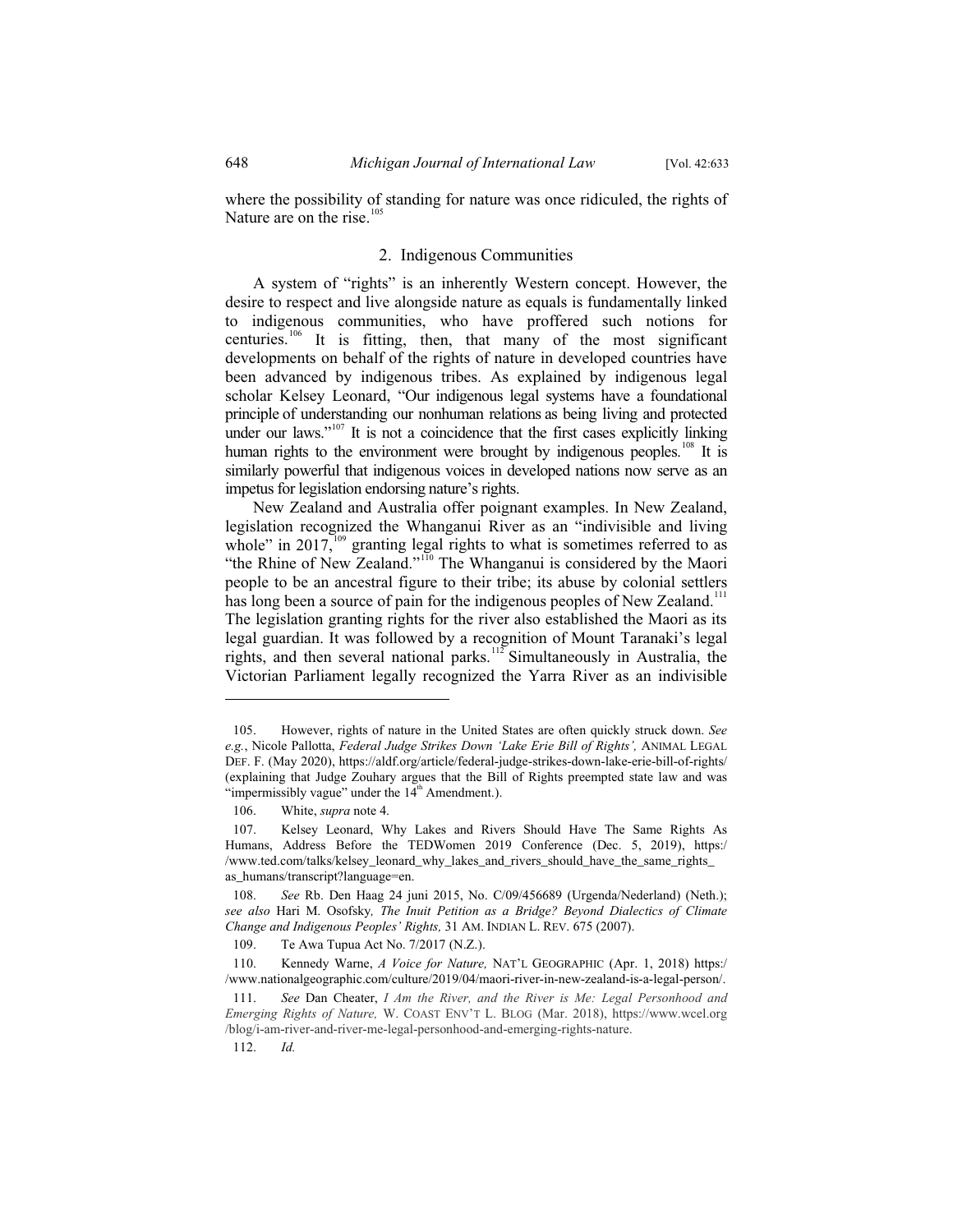where the possibility of standing for nature was once ridiculed, the rights of Nature are on the rise.[105]

### 2. Indigenous Communities

A system of "rights" is an inherently Western concept. However, the desire to respect and live alongside nature as equals is fundamentally linked to indigenous communities, who have proffered such notions for centuries.[106] It is fitting, then, that many of the most significant developments on behalf of the rights of nature in developed countries have been advanced by indigenous tribes. As explained by indigenous legal scholar Kelsey Leonard, "Our indigenous legal systems have a foundational principle of understanding our nonhuman relations as being living and protected under our laws."[107] It is not a coincidence that the first cases explicitly linking human rights to the environment were brought by indigenous peoples.[108] It is similarly powerful that indigenous voices in developed nations now serve as an impetus for legislation endorsing nature's rights.

New Zealand and Australia offer poignant examples. In New Zealand, legislation recognized the Whanganui River as an "indivisible and living whole" in 2017,[109] granting legal rights to what is sometimes referred to as "the Rhine of New Zealand."[110] The Whanganui is considered by the Maori people to be an ancestral figure to their tribe; its abuse by colonial settlers has long been a source of pain for the indigenous peoples of New Zealand.[111] The legislation granting rights for the river also established the Maori as its legal guardian. It was followed by a recognition of Mount Taranaki's legal rights, and then several national parks.[112] Simultaneously in Australia, the Victorian Parliament legally recognized the Yarra River as an indivisible

---

105. However, rights of nature in the United States are often quickly struck down. *See e.g.*, Nicole Pallotta, *Federal Judge Strikes Down 'Lake Erie Bill of Rights',* ANIMAL LEGAL DEF. F. (May 2020), https://aldf.org/article/federal-judge-strikes-down-lake-erie-bill-of-rights/ (explaining that Judge Zouhary argues that the Bill of Rights preempted state law and was "impermissibly vague" under the 14th Amendment.).

106. White, *supra* note 4.

107. Kelsey Leonard, Why Lakes and Rivers Should Have The Same Rights As Humans, Address Before the TEDWomen 2019 Conference (Dec. 5, 2019), https://www.ted.com/talks/kelsey_leonard_why_lakes_and_rivers_should_have_the_same_rights_as_humans/transcript?language=en.

108. *See* Rb. Den Haag 24 juni 2015, No. C/09/456689 (Urgenda/Nederland) (Neth.); *see also* Hari M. Osofsky*, The Inuit Petition as a Bridge? Beyond Dialectics of Climate Change and Indigenous Peoples' Rights,* 31 AM. INDIAN L. REV. 675 (2007).

109. Te Awa Tupua Act No. 7/2017 (N.Z.).

110. Kennedy Warne, *A Voice for Nature,* NAT'L GEOGRAPHIC (Apr. 1, 2018) https://www.nationalgeographic.com/culture/2019/04/maori-river-in-new-zealand-is-a-legal-person/.

111. *See* Dan Cheater, *I Am the River, and the River is Me: Legal Personhood and Emerging Rights of Nature,* W. COAST ENV'T L. BLOG (Mar. 2018), https://www.wcel.org/blog/i-am-river-and-river-me-legal-personhood-and-emerging-rights-nature.

112. *Id.*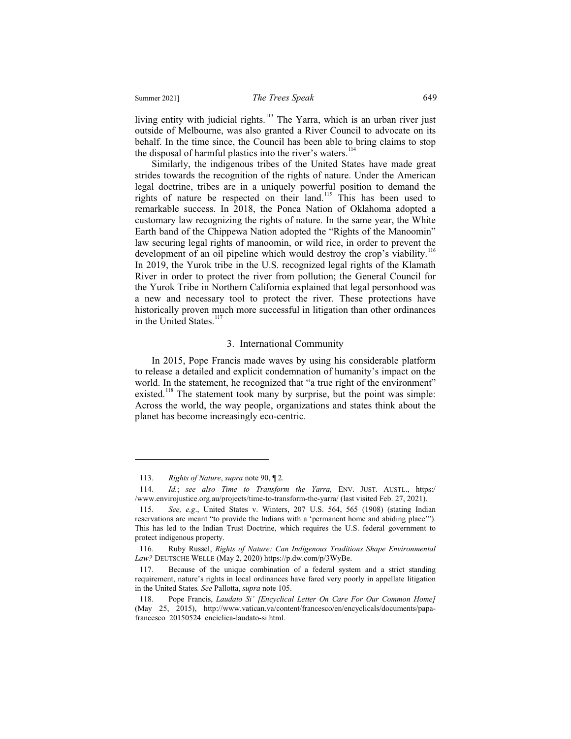living entity with judicial rights.[113] The Yarra, which is an urban river just outside of Melbourne, was also granted a River Council to advocate on its behalf. In the time since, the Council has been able to bring claims to stop the disposal of harmful plastics into the river's waters.[114]

Similarly, the indigenous tribes of the United States have made great strides towards the recognition of the rights of nature. Under the American legal doctrine, tribes are in a uniquely powerful position to demand the rights of nature be respected on their land.[115] This has been used to remarkable success. In 2018, the Ponca Nation of Oklahoma adopted a customary law recognizing the rights of nature. In the same year, the White Earth band of the Chippewa Nation adopted the "Rights of the Manoomin" law securing legal rights of manoomin, or wild rice, in order to prevent the development of an oil pipeline which would destroy the crop's viability.[116] In 2019, the Yurok tribe in the U.S. recognized legal rights of the Klamath River in order to protect the river from pollution; the General Council for the Yurok Tribe in Northern California explained that legal personhood was a new and necessary tool to protect the river. These protections have historically proven much more successful in litigation than other ordinances in the United States.[117]

### 3. International Community

In 2015, Pope Francis made waves by using his considerable platform to release a detailed and explicit condemnation of humanity's impact on the world. In the statement, he recognized that "a true right of the environment" existed.[118] The statement took many by surprise, but the point was simple: Across the world, the way people, organizations and states think about the planet has become increasingly eco-centric.

---

113. *Rights of Nature*, *supra* note 90, ¶ 2.

114. *Id.*; *see also Time to Transform the Yarra,* ENV. JUST. AUSTL., https://www.envirojustice.org.au/projects/time-to-transform-the-yarra/ (last visited Feb. 27, 2021).

115. *See, e.g.*, United States v. Winters, 207 U.S. 564, 565 (1908) (stating Indian reservations are meant "to provide the Indians with a 'permanent home and abiding place'"). This has led to the Indian Trust Doctrine, which requires the U.S. federal government to protect indigenous property.

116. Ruby Russel, *Rights of Nature: Can Indigenous Traditions Shape Environmental Law?* DEUTSCHE WELLE (May 2, 2020) https://p.dw.com/p/3WyBe.

117. Because of the unique combination of a federal system and a strict standing requirement, nature's rights in local ordinances have fared very poorly in appellate litigation in the United States. *See* Pallotta, *supra* note 105.

118. Pope Francis, *Laudato Si' [Encyclical Letter On Care For Our Common Home]* (May 25, 2015), http://www.vatican.va/content/francesco/en/encyclicals/documents/papa-francesco_20150524_enciclica-laudato-si.html.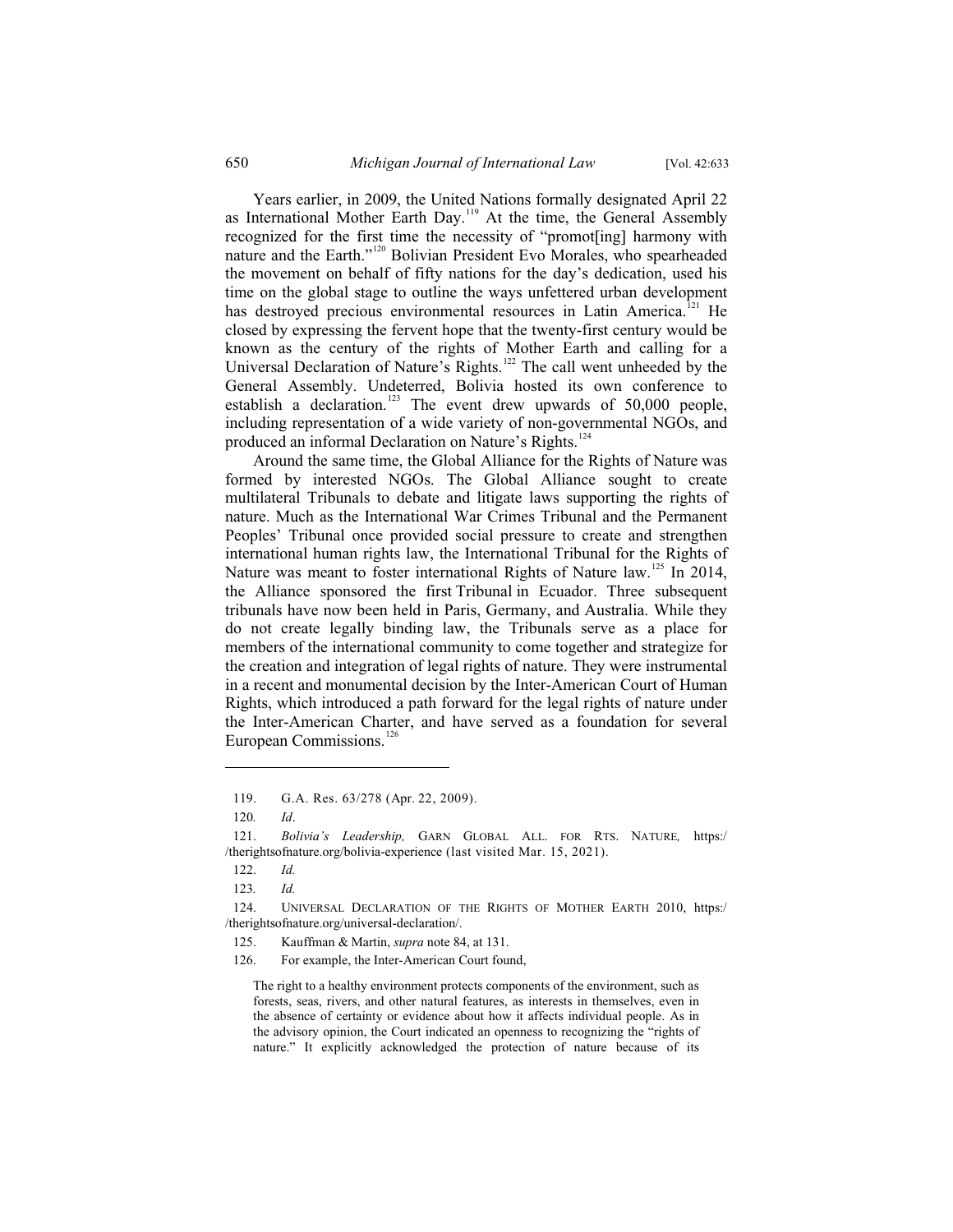Years earlier, in 2009, the United Nations formally designated April 22 as International Mother Earth Day.[119] At the time, the General Assembly recognized for the first time the necessity of "promot[ing] harmony with nature and the Earth."[120] Bolivian President Evo Morales, who spearheaded the movement on behalf of fifty nations for the day's dedication, used his time on the global stage to outline the ways unfettered urban development has destroyed precious environmental resources in Latin America.[121] He closed by expressing the fervent hope that the twenty-first century would be known as the century of the rights of Mother Earth and calling for a Universal Declaration of Nature's Rights.[122] The call went unheeded by the General Assembly. Undeterred, Bolivia hosted its own conference to establish a declaration.[123] The event drew upwards of 50,000 people, including representation of a wide variety of non-governmental NGOs, and produced an informal Declaration on Nature's Rights.[124]

Around the same time, the Global Alliance for the Rights of Nature was formed by interested NGOs. The Global Alliance sought to create multilateral Tribunals to debate and litigate laws supporting the rights of nature. Much as the International War Crimes Tribunal and the Permanent Peoples' Tribunal once provided social pressure to create and strengthen international human rights law, the International Tribunal for the Rights of Nature was meant to foster international Rights of Nature law.[125] In 2014, the Alliance sponsored the first Tribunal in Ecuador. Three subsequent tribunals have now been held in Paris, Germany, and Australia. While they do not create legally binding law, the Tribunals serve as a place for members of the international community to come together and strategize for the creation and integration of legal rights of nature. They were instrumental in a recent and monumental decision by the Inter-American Court of Human Rights, which introduced a path forward for the legal rights of nature under the Inter-American Charter, and have served as a foundation for several European Commissions.[126]

---

119. G.A. Res. 63/278 (Apr. 22, 2009).

120. *Id*.

121. *Bolivia's Leadership,* GARN GLOBAL ALL. FOR RTS. NATURE, https://therightsofnature.org/bolivia-experience (last visited Mar. 15, 2021).

122. *Id.*

123. *Id.*

124. UNIVERSAL DECLARATION OF THE RIGHTS OF MOTHER EARTH 2010, https://therightsofnature.org/universal-declaration/.

125. Kauffman & Martin, *supra* note 84, at 131.

126. For example, the Inter-American Court found,

> The right to a healthy environment protects components of the environment, such as forests, seas, rivers, and other natural features, as interests in themselves, even in the absence of certainty or evidence about how it affects individual people. As in the advisory opinion, the Court indicated an openness to recognizing the "rights of nature." It explicitly acknowledged the protection of nature because of its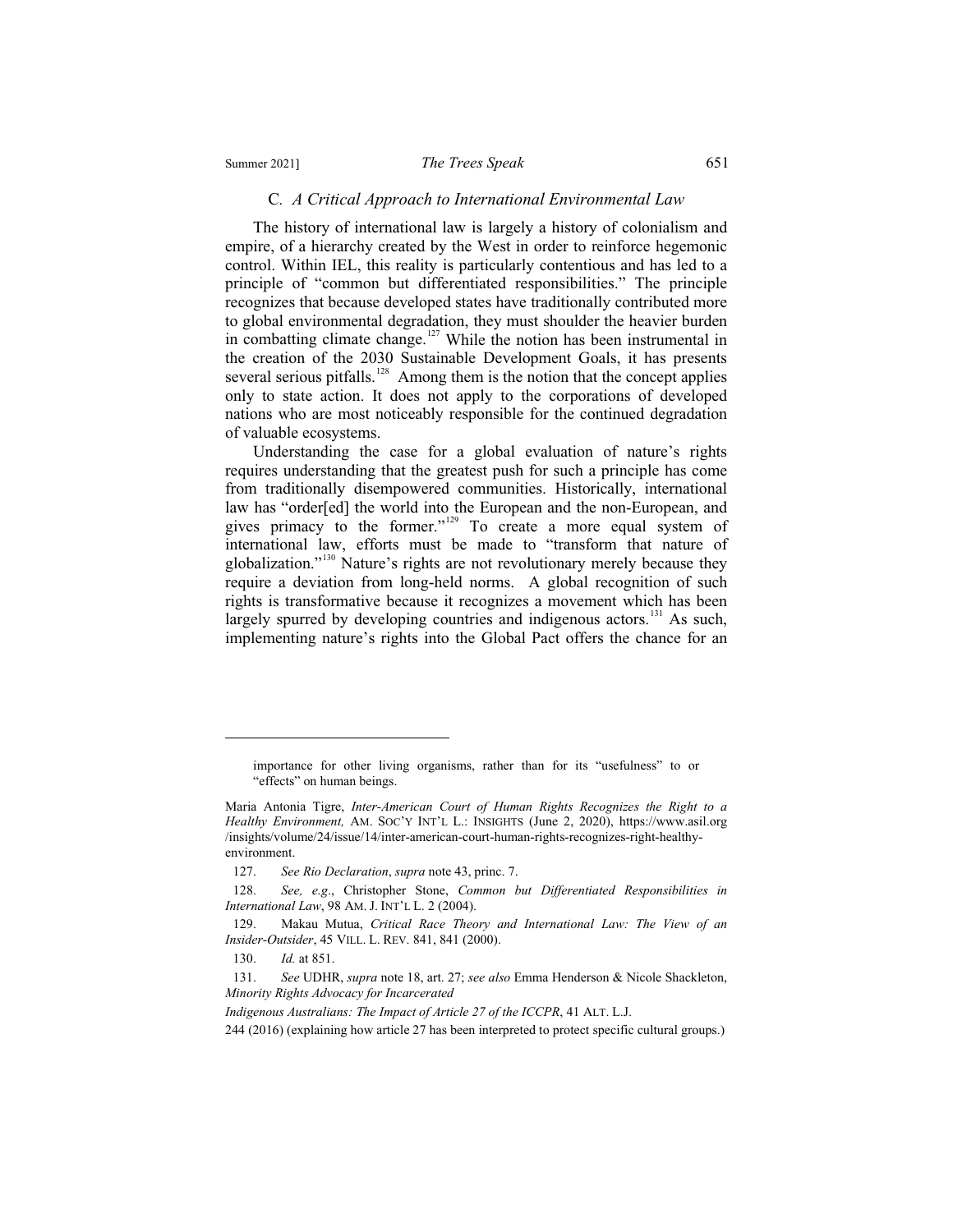### C. *A Critical Approach to International Environmental Law*

The history of international law is largely a history of colonialism and empire, of a hierarchy created by the West in order to reinforce hegemonic control. Within IEL, this reality is particularly contentious and has led to a principle of "common but differentiated responsibilities." The principle recognizes that because developed states have traditionally contributed more to global environmental degradation, they must shoulder the heavier burden in combatting climate change.[127] While the notion has been instrumental in the creation of the 2030 Sustainable Development Goals, it has presents several serious pitfalls.[128] Among them is the notion that the concept applies only to state action. It does not apply to the corporations of developed nations who are most noticeably responsible for the continued degradation of valuable ecosystems.

Understanding the case for a global evaluation of nature's rights requires understanding that the greatest push for such a principle has come from traditionally disempowered communities. Historically, international law has "order[ed] the world into the European and the non-European, and gives primacy to the former."[129] To create a more equal system of international law, efforts must be made to "transform that nature of globalization."[130] Nature's rights are not revolutionary merely because they require a deviation from long-held norms. A global recognition of such rights is transformative because it recognizes a movement which has been largely spurred by developing countries and indigenous actors.[131] As such, implementing nature's rights into the Global Pact offers the chance for an

---

importance for other living organisms, rather than for its "usefulness" to or "effects" on human beings.

Maria Antonia Tigre, *Inter-American Court of Human Rights Recognizes the Right to a Healthy Environment,* AM. SOC'Y INT'L L.: INSIGHTS (June 2, 2020), https://www.asil.org/insights/volume/24/issue/14/inter-american-court-human-rights-recognizes-right-healthy-environment.

127. *See Rio Declaration*, *supra* note 43, princ. 7.

128. *See, e.g*., Christopher Stone, *Common but Differentiated Responsibilities in International Law*, 98 AM. J. INT'L L. 2 (2004).

129. Makau Mutua, *Critical Race Theory and International Law: The View of an Insider-Outsider*, 45 VILL. L. REV. 841, 841 (2000).

130. *Id.* at 851.

131. *See* UDHR, *supra* note 18, art. 27; *see also* Emma Henderson & Nicole Shackleton, *Minority Rights Advocacy for Incarcerated Indigenous Australians: The Impact of Article 27 of the ICCPR*, 41 ALT. L.J. 244 (2016) (explaining how article 27 has been interpreted to protect specific cultural groups.)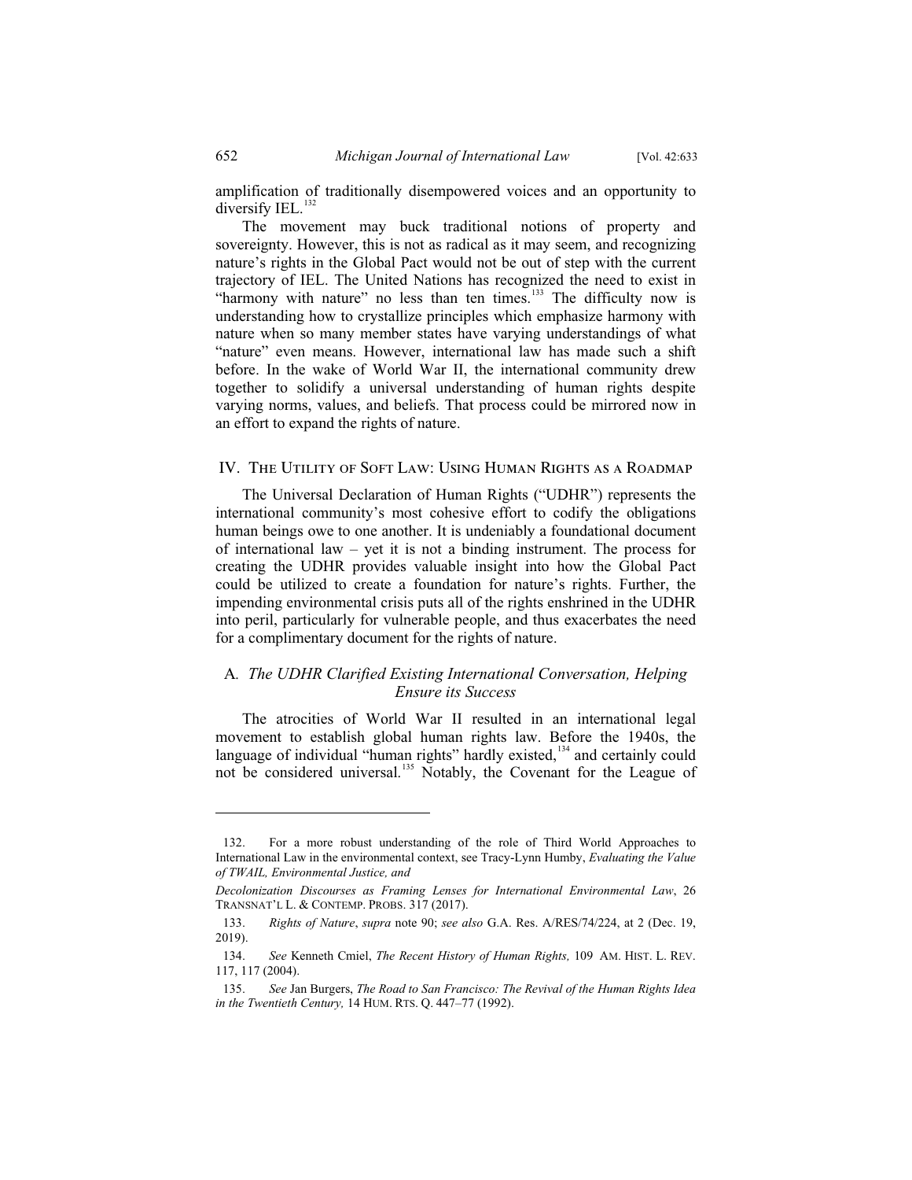amplification of traditionally disempowered voices and an opportunity to diversify IEL.[132]

The movement may buck traditional notions of property and sovereignty. However, this is not as radical as it may seem, and recognizing nature's rights in the Global Pact would not be out of step with the current trajectory of IEL. The United Nations has recognized the need to exist in "harmony with nature" no less than ten times.[133] The difficulty now is understanding how to crystallize principles which emphasize harmony with nature when so many member states have varying understandings of what "nature" even means. However, international law has made such a shift before. In the wake of World War II, the international community drew together to solidify a universal understanding of human rights despite varying norms, values, and beliefs. That process could be mirrored now in an effort to expand the rights of nature.

## IV. The Utility of Soft Law: Using Human Rights as a Roadmap

The Universal Declaration of Human Rights ("UDHR") represents the international community's most cohesive effort to codify the obligations human beings owe to one another. It is undeniably a foundational document of international law – yet it is not a binding instrument. The process for creating the UDHR provides valuable insight into how the Global Pact could be utilized to create a foundation for nature's rights. Further, the impending environmental crisis puts all of the rights enshrined in the UDHR into peril, particularly for vulnerable people, and thus exacerbates the need for a complimentary document for the rights of nature.

### A. *The UDHR Clarified Existing International Conversation, Helping Ensure its Success*

The atrocities of World War II resulted in an international legal movement to establish global human rights law. Before the 1940s, the language of individual "human rights" hardly existed,[134] and certainly could not be considered universal.[135] Notably, the Covenant for the League of

---

132. For a more robust understanding of the role of Third World Approaches to International Law in the environmental context, see Tracy-Lynn Humby, *Evaluating the Value of TWAIL, Environmental Justice, and Decolonization Discourses as Framing Lenses for International Environmental Law*, 26 Transnat'l L. & Contemp. Probs. 317 (2017).

133. *Rights of Nature*, *supra* note 90; *see also* G.A. Res. A/RES/74/224, at 2 (Dec. 19, 2019).

134. *See* Kenneth Cmiel, *The Recent History of Human Rights,* 109 Am. Hist. L. Rev. 117, 117 (2004).

135. *See* Jan Burgers, *The Road to San Francisco: The Revival of the Human Rights Idea in the Twentieth Century,* 14 Hum. Rts. Q. 447–77 (1992).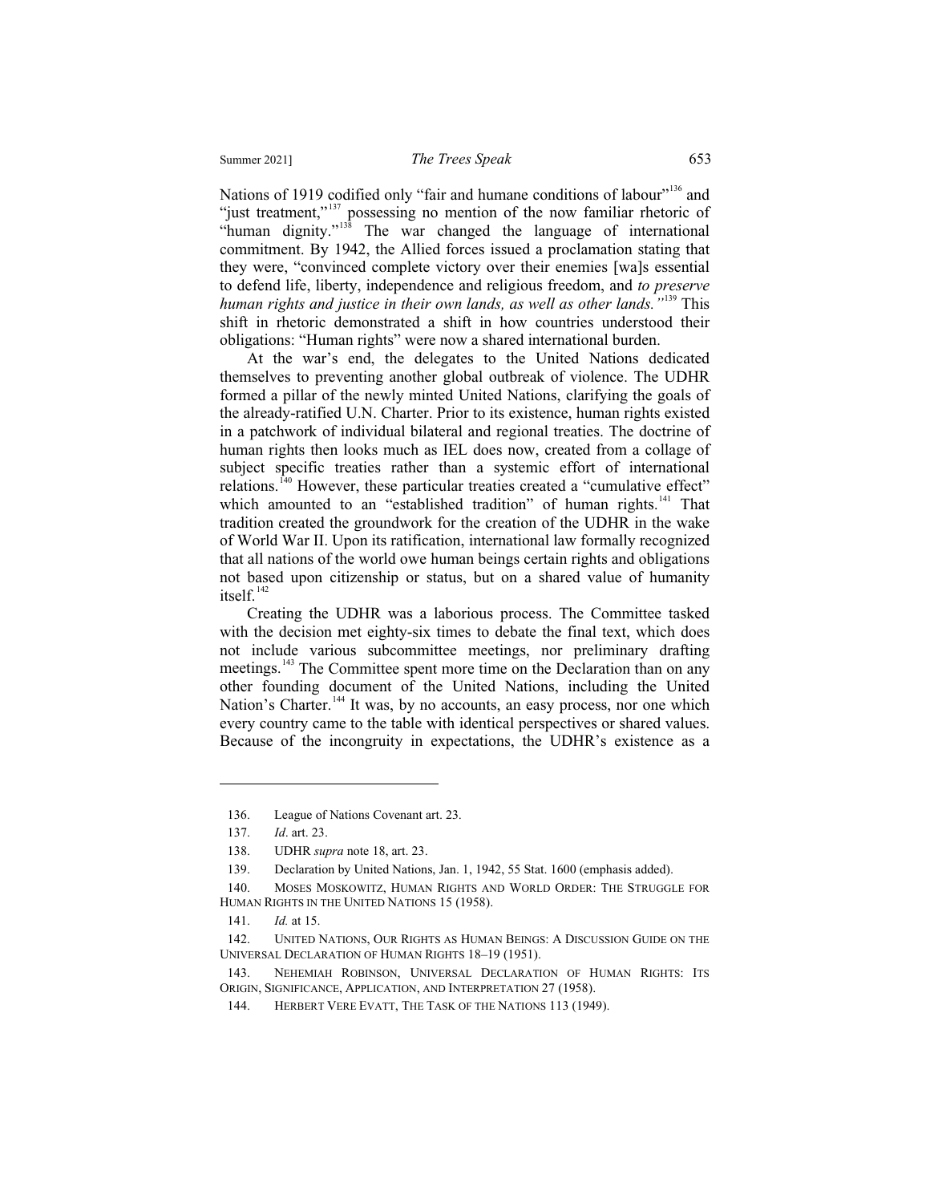Nations of 1919 codified only "fair and humane conditions of labour"[136] and "just treatment,"[137] possessing no mention of the now familiar rhetoric of "human dignity."[138] The war changed the language of international commitment. By 1942, the Allied forces issued a proclamation stating that they were, "convinced complete victory over their enemies [wa]s essential to defend life, liberty, independence and religious freedom, and *to preserve human rights and justice in their own lands, as well as other lands."*[139] This shift in rhetoric demonstrated a shift in how countries understood their obligations: "Human rights" were now a shared international burden.

At the war's end, the delegates to the United Nations dedicated themselves to preventing another global outbreak of violence. The UDHR formed a pillar of the newly minted United Nations, clarifying the goals of the already-ratified U.N. Charter. Prior to its existence, human rights existed in a patchwork of individual bilateral and regional treaties. The doctrine of human rights then looks much as IEL does now, created from a collage of subject specific treaties rather than a systemic effort of international relations.[140] However, these particular treaties created a "cumulative effect" which amounted to an "established tradition" of human rights.[141] That tradition created the groundwork for the creation of the UDHR in the wake of World War II. Upon its ratification, international law formally recognized that all nations of the world owe human beings certain rights and obligations not based upon citizenship or status, but on a shared value of humanity itself.[142]

Creating the UDHR was a laborious process. The Committee tasked with the decision met eighty-six times to debate the final text, which does not include various subcommittee meetings, nor preliminary drafting meetings.[143] The Committee spent more time on the Declaration than on any other founding document of the United Nations, including the United Nation's Charter.[144] It was, by no accounts, an easy process, nor one which every country came to the table with identical perspectives or shared values. Because of the incongruity in expectations, the UDHR's existence as a

---

136. League of Nations Covenant art. 23.

137. *Id*. art. 23.

138. UDHR *supra* note 18, art. 23.

139. Declaration by United Nations, Jan. 1, 1942, 55 Stat. 1600 (emphasis added).

140. MOSES MOSKOWITZ, HUMAN RIGHTS AND WORLD ORDER: THE STRUGGLE FOR HUMAN RIGHTS IN THE UNITED NATIONS 15 (1958).

141. *Id.* at 15.

142. UNITED NATIONS, OUR RIGHTS AS HUMAN BEINGS: A DISCUSSION GUIDE ON THE UNIVERSAL DECLARATION OF HUMAN RIGHTS 18–19 (1951).

143. NEHEMIAH ROBINSON, UNIVERSAL DECLARATION OF HUMAN RIGHTS: ITS ORIGIN, SIGNIFICANCE, APPLICATION, AND INTERPRETATION 27 (1958).

144. HERBERT VERE EVATT, THE TASK OF THE NATIONS 113 (1949).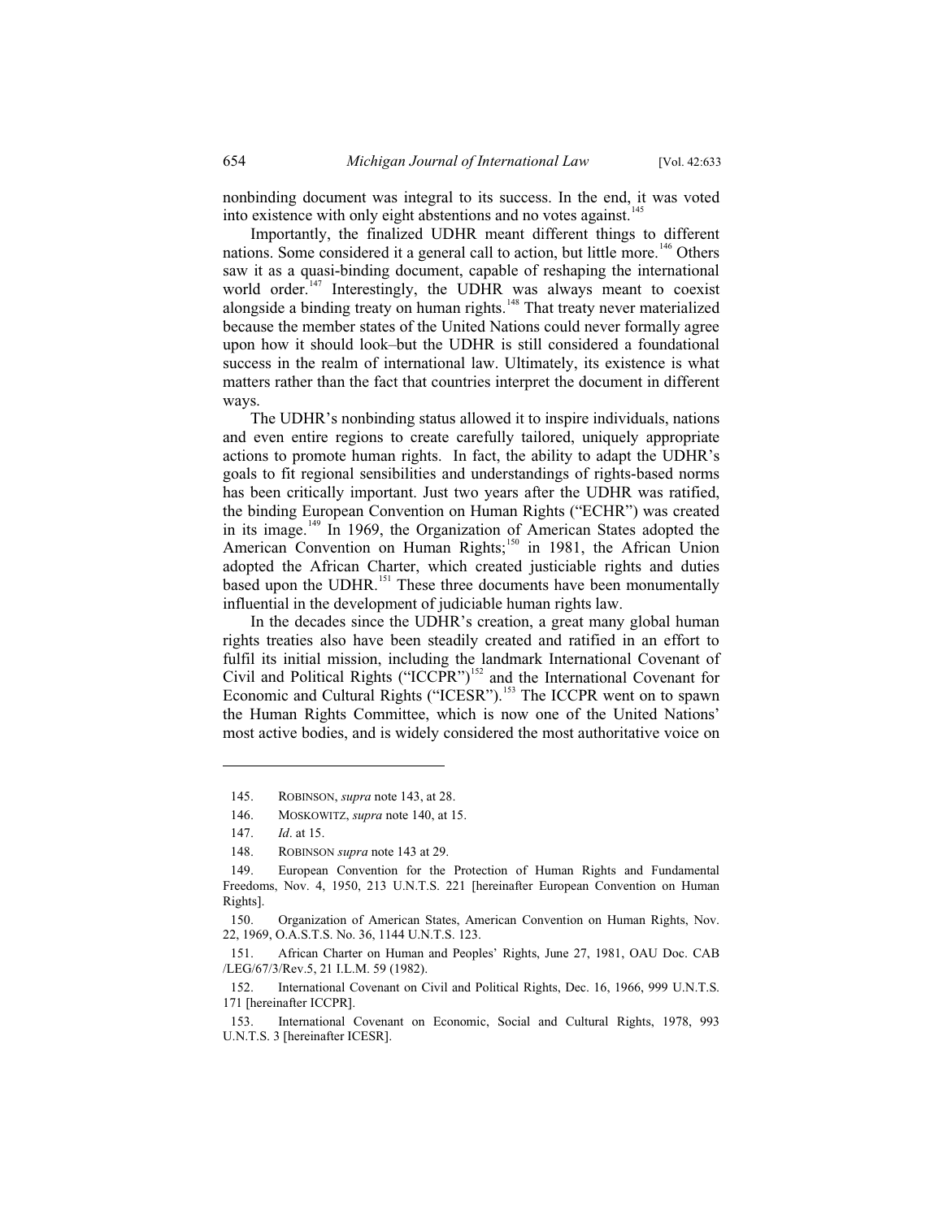nonbinding document was integral to its success. In the end, it was voted into existence with only eight abstentions and no votes against.[145]

Importantly, the finalized UDHR meant different things to different nations. Some considered it a general call to action, but little more.[146] Others saw it as a quasi-binding document, capable of reshaping the international world order.[147] Interestingly, the UDHR was always meant to coexist alongside a binding treaty on human rights.[148] That treaty never materialized because the member states of the United Nations could never formally agree upon how it should look–but the UDHR is still considered a foundational success in the realm of international law. Ultimately, its existence is what matters rather than the fact that countries interpret the document in different ways.

The UDHR's nonbinding status allowed it to inspire individuals, nations and even entire regions to create carefully tailored, uniquely appropriate actions to promote human rights. In fact, the ability to adapt the UDHR's goals to fit regional sensibilities and understandings of rights-based norms has been critically important. Just two years after the UDHR was ratified, the binding European Convention on Human Rights ("ECHR") was created in its image.[149] In 1969, the Organization of American States adopted the American Convention on Human Rights;[150] in 1981, the African Union adopted the African Charter, which created justiciable rights and duties based upon the UDHR.[151] These three documents have been monumentally influential in the development of judiciable human rights law.

In the decades since the UDHR's creation, a great many global human rights treaties also have been steadily created and ratified in an effort to fulfil its initial mission, including the landmark International Covenant of Civil and Political Rights ("ICCPR")[152] and the International Covenant for Economic and Cultural Rights ("ICESR").[153] The ICCPR went on to spawn the Human Rights Committee, which is now one of the United Nations' most active bodies, and is widely considered the most authoritative voice on

---

145. ROBINSON, *supra* note 143, at 28.

146. MOSKOWITZ, *supra* note 140, at 15.

147. *Id*. at 15.

148. ROBINSON *supra* note 143 at 29.

149. European Convention for the Protection of Human Rights and Fundamental Freedoms, Nov. 4, 1950, 213 U.N.T.S. 221 [hereinafter European Convention on Human Rights].

150. Organization of American States, American Convention on Human Rights, Nov. 22, 1969, O.A.S.T.S. No. 36, 1144 U.N.T.S. 123.

151. African Charter on Human and Peoples' Rights, June 27, 1981, OAU Doc. CAB /LEG/67/3/Rev.5, 21 I.L.M. 59 (1982).

152. International Covenant on Civil and Political Rights, Dec. 16, 1966, 999 U.N.T.S. 171 [hereinafter ICCPR].

153. International Covenant on Economic, Social and Cultural Rights, 1978, 993 U.N.T.S. 3 [hereinafter ICESR].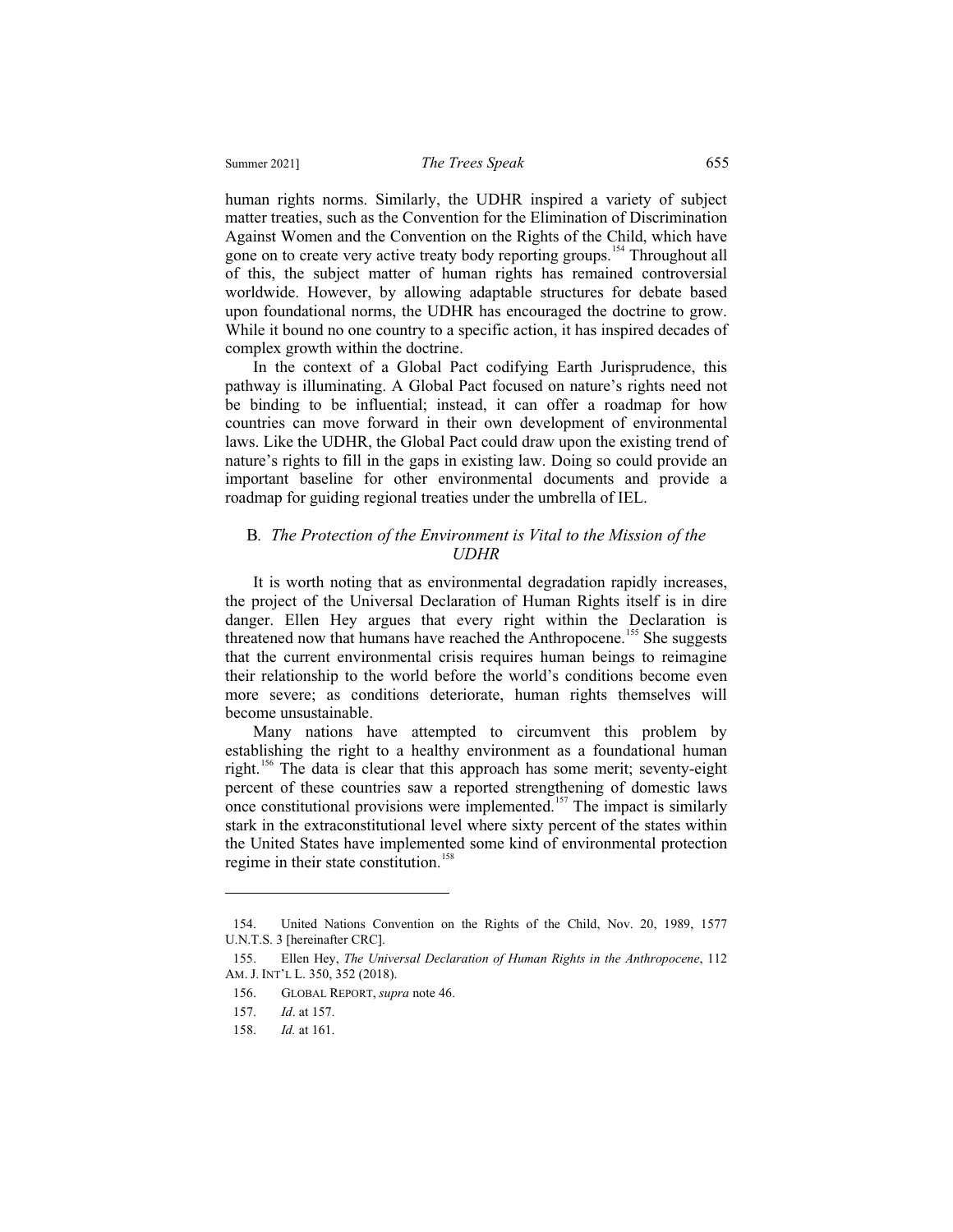human rights norms. Similarly, the UDHR inspired a variety of subject matter treaties, such as the Convention for the Elimination of Discrimination Against Women and the Convention on the Rights of the Child, which have gone on to create very active treaty body reporting groups.[154] Throughout all of this, the subject matter of human rights has remained controversial worldwide. However, by allowing adaptable structures for debate based upon foundational norms, the UDHR has encouraged the doctrine to grow. While it bound no one country to a specific action, it has inspired decades of complex growth within the doctrine.

In the context of a Global Pact codifying Earth Jurisprudence, this pathway is illuminating. A Global Pact focused on nature's rights need not be binding to be influential; instead, it can offer a roadmap for how countries can move forward in their own development of environmental laws. Like the UDHR, the Global Pact could draw upon the existing trend of nature's rights to fill in the gaps in existing law. Doing so could provide an important baseline for other environmental documents and provide a roadmap for guiding regional treaties under the umbrella of IEL.

### B. *The Protection of the Environment is Vital to the Mission of the UDHR*

It is worth noting that as environmental degradation rapidly increases, the project of the Universal Declaration of Human Rights itself is in dire danger. Ellen Hey argues that every right within the Declaration is threatened now that humans have reached the Anthropocene.[155] She suggests that the current environmental crisis requires human beings to reimagine their relationship to the world before the world's conditions become even more severe; as conditions deteriorate, human rights themselves will become unsustainable.

Many nations have attempted to circumvent this problem by establishing the right to a healthy environment as a foundational human right.[156] The data is clear that this approach has some merit; seventy-eight percent of these countries saw a reported strengthening of domestic laws once constitutional provisions were implemented.[157] The impact is similarly stark in the extraconstitutional level where sixty percent of the states within the United States have implemented some kind of environmental protection regime in their state constitution.[158]

---

154. United Nations Convention on the Rights of the Child, Nov. 20, 1989, 1577 U.N.T.S. 3 [hereinafter CRC].

155. Ellen Hey, *The Universal Declaration of Human Rights in the Anthropocene*, 112 AM. J. INT'L L. 350, 352 (2018).

156. GLOBAL REPORT, *supra* note 46.

157. *Id*. at 157.

158. *Id.* at 161.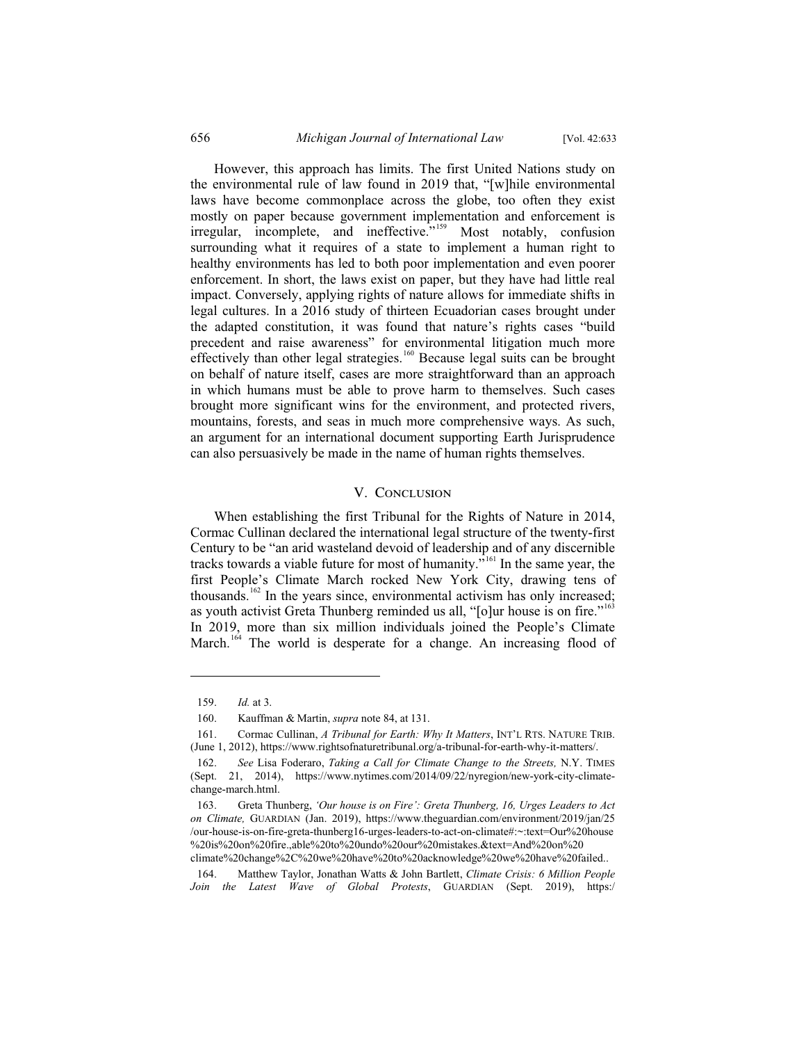However, this approach has limits. The first United Nations study on the environmental rule of law found in 2019 that, "[w]hile environmental laws have become commonplace across the globe, too often they exist mostly on paper because government implementation and enforcement is irregular, incomplete, and ineffective."[159] Most notably, confusion surrounding what it requires of a state to implement a human right to healthy environments has led to both poor implementation and even poorer enforcement. In short, the laws exist on paper, but they have had little real impact. Conversely, applying rights of nature allows for immediate shifts in legal cultures. In a 2016 study of thirteen Ecuadorian cases brought under the adapted constitution, it was found that nature's rights cases "build precedent and raise awareness" for environmental litigation much more effectively than other legal strategies.[160] Because legal suits can be brought on behalf of nature itself, cases are more straightforward than an approach in which humans must be able to prove harm to themselves. Such cases brought more significant wins for the environment, and protected rivers, mountains, forests, and seas in much more comprehensive ways. As such, an argument for an international document supporting Earth Jurisprudence can also persuasively be made in the name of human rights themselves.

## V. Conclusion

When establishing the first Tribunal for the Rights of Nature in 2014, Cormac Cullinan declared the international legal structure of the twenty-first Century to be "an arid wasteland devoid of leadership and of any discernible tracks towards a viable future for most of humanity."[161] In the same year, the first People's Climate March rocked New York City, drawing tens of thousands.[162] In the years since, environmental activism has only increased; as youth activist Greta Thunberg reminded us all, "[o]ur house is on fire."[163] In 2019, more than six million individuals joined the People's Climate March.[164] The world is desperate for a change. An increasing flood of

---

159. *Id.* at 3.

160. Kauffman & Martin, *supra* note 84, at 131.

161. Cormac Cullinan, *A Tribunal for Earth: Why It Matters*, INT'L RTS. NATURE TRIB. (June 1, 2012), https://www.rightsofnaturetribunal.org/a-tribunal-for-earth-why-it-matters/.

162. *See* Lisa Foderaro, *Taking a Call for Climate Change to the Streets,* N.Y. TIMES (Sept. 21, 2014), https://www.nytimes.com/2014/09/22/nyregion/new-york-city-climate-change-march.html.

163. Greta Thunberg, *'Our house is on Fire': Greta Thunberg, 16, Urges Leaders to Act on Climate,* GUARDIAN (Jan. 2019), https://www.theguardian.com/environment/2019/jan/25/our-house-is-on-fire-greta-thunberg16-urges-leaders-to-act-on-climate#:~:text=Our%20house%20is%20on%20fire.,able%20to%20undo%20our%20mistakes.&text=And%20on%20climate%20change%2C%20we%20have%20to%20acknowledge%20we%20have%20failed..

164. Matthew Taylor, Jonathan Watts & John Bartlett, *Climate Crisis: 6 Million People Join the Latest Wave of Global Protests*, GUARDIAN (Sept. 2019), https:/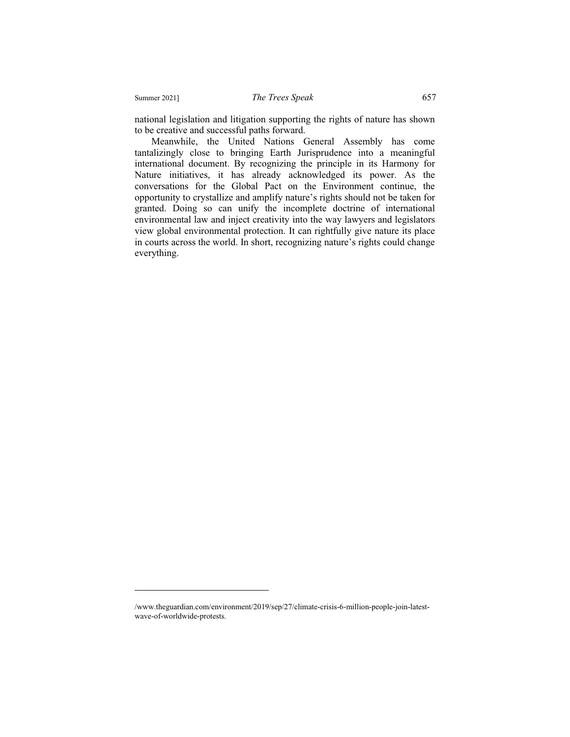national legislation and litigation supporting the rights of nature has shown to be creative and successful paths forward.

Meanwhile, the United Nations General Assembly has come tantalizingly close to bringing Earth Jurisprudence into a meaningful international document. By recognizing the principle in its Harmony for Nature initiatives, it has already acknowledged its power. As the conversations for the Global Pact on the Environment continue, the opportunity to crystallize and amplify nature's rights should not be taken for granted. Doing so can unify the incomplete doctrine of international environmental law and inject creativity into the way lawyers and legislators view global environmental protection. It can rightfully give nature its place in courts across the world. In short, recognizing nature's rights could change everything.

---

/www.theguardian.com/environment/2019/sep/27/climate-crisis-6-million-people-join-latest-wave-of-worldwide-protests.